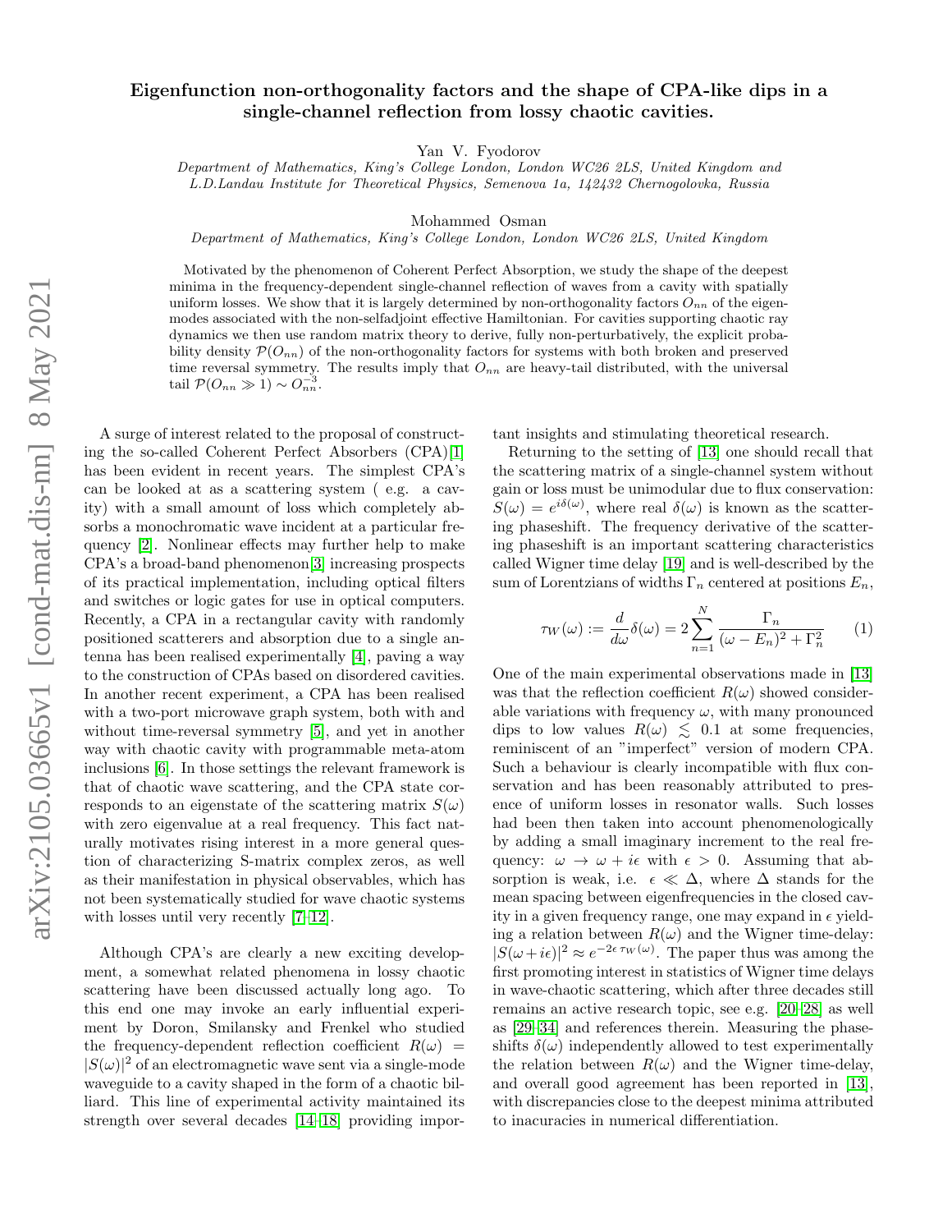# Eigenfunction non-orthogonality factors and the shape of CPA-like dips in a single-channel reflection from lossy chaotic cavities.

Yan V. Fyodorov

*Department of Mathematics, King's College London, London WC26 2LS, United Kingdom and L.D.Landau Institute for Theoretical Physics, Semenova 1a, 142432 Chernogolovka, Russia*

Mohammed Osman

*Department of Mathematics, King's College London, London WC26 2LS, United Kingdom*

Motivated by the phenomenon of Coherent Perfect Absorption, we study the shape of the deepest minima in the frequency-dependent single-channel reflection of waves from a cavity with spatially uniform losses. We show that it is largely determined by non-orthogonality factors $O_{nn}$ of the eigenmodes associated with the non-selfadjoint effective Hamiltonian. For cavities supporting chaotic ray dynamics we then use random matrix theory to derive, fully non-perturbatively, the explicit probability density $\mathcal{P}(O_{nn})$ of the non-orthogonality factors for systems with both broken and preserved time reversal symmetry. The results imply that $O_{nn}$ are heavy-tail distributed, with the universal tail $\mathcal{P}(O_{nn} \gg 1) \sim O_{nn}^{-3}$.

A surge of interest related to the proposal of constructing the so-called Coherent Perfect Absorbers (CPA)[1] has been evident in recent years. The simplest CPA's can be looked at as a scattering system ( e.g. a cavity) with a small amount of loss which completely absorbs a monochromatic wave incident at a particular frequency [2]. Nonlinear effects may further help to make CPA's a broad-band phenomenon[3] increasing prospects of its practical implementation, including optical filters and switches or logic gates for use in optical computers. Recently, a CPA in a rectangular cavity with randomly positioned scatterers and absorption due to a single antenna has been realised experimentally [4], paving a way to the construction of CPAs based on disordered cavities. In another recent experiment, a CPA has been realised with a two-port microwave graph system, both with and without time-reversal symmetry [5], and yet in another way with chaotic cavity with programmable meta-atom inclusions [6]. In those settings the relevant framework is that of chaotic wave scattering, and the CPA state corresponds to an eigenstate of the scattering matrix $S(\omega)$ with zero eigenvalue at a real frequency. This fact naturally motivates rising interest in a more general question of characterizing S-matrix complex zeros, as well as their manifestation in physical observables, which has not been systematically studied for wave chaotic systems with losses until very recently [7–12].

Although CPA's are clearly a new exciting development, a somewhat related phenomena in lossy chaotic scattering have been discussed actually long ago. To this end one may invoke an early influential experiment by Doron, Smilansky and Frenkel who studied the frequency-dependent reflection coefficient $R(\omega) = |S(\omega)|^2$ of an electromagnetic wave sent via a single-mode waveguide to a cavity shaped in the form of a chaotic billiard. This line of experimental activity maintained its strength over several decades [14–18] providing important insights and stimulating theoretical research.

Returning to the setting of [13] one should recall that the scattering matrix of a single-channel system without gain or loss must be unimodular due to flux conservation: $S(\omega) = e^{i\delta(\omega)}$, where real $\delta(\omega)$ is known as the scattering phaseshift. The frequency derivative of the scattering phaseshift is an important scattering characteristics called Wigner time delay [19] and is well-described by the sum of Lorentzians of widths $\Gamma_n$ centered at positions $E_n$,

$$\tau_W(\omega) := \frac{d}{d\omega}\delta(\omega) = 2\sum_{n=1}^{N} \frac{\Gamma_n}{(\omega - E_n)^2 + \Gamma_n^2} \qquad (1)$$

One of the main experimental observations made in [13] was that the reflection coefficient $R(\omega)$ showed considerable variations with frequency $\omega$, with many pronounced dips to low values $R(\omega) \lesssim 0.1$ at some frequencies, reminiscent of an "imperfect" version of modern CPA. Such a behaviour is clearly incompatible with flux conservation and has been reasonably attributed to presence of uniform losses in resonator walls. Such losses had been then taken into account phenomenologically by adding a small imaginary increment to the real frequency: $\omega \to \omega + i\epsilon$ with $\epsilon > 0$. Assuming that absorption is weak, i.e. $\epsilon \ll \Delta$, where $\Delta$ stands for the mean spacing between eigenfrequencies in the closed cavity in a given frequency range, one may expand in $\epsilon$ yielding a relation between $R(\omega)$ and the Wigner time-delay: $|S(\omega + i\epsilon)|^2 \approx e^{-2\epsilon\,\tau_W(\omega)}$. The paper thus was among the first promoting interest in statistics of Wigner time delays in wave-chaotic scattering, which after three decades still remains an active research topic, see e.g. [20–28] as well as [29–34] and references therein. Measuring the phaseshifts $\delta(\omega)$ independently allowed to test experimentally the relation between $R(\omega)$ and the Wigner time-delay, and overall good agreement has been reported in [13], with discrepancies close to the deepest minima attributed to inacuracies in numerical differentiation.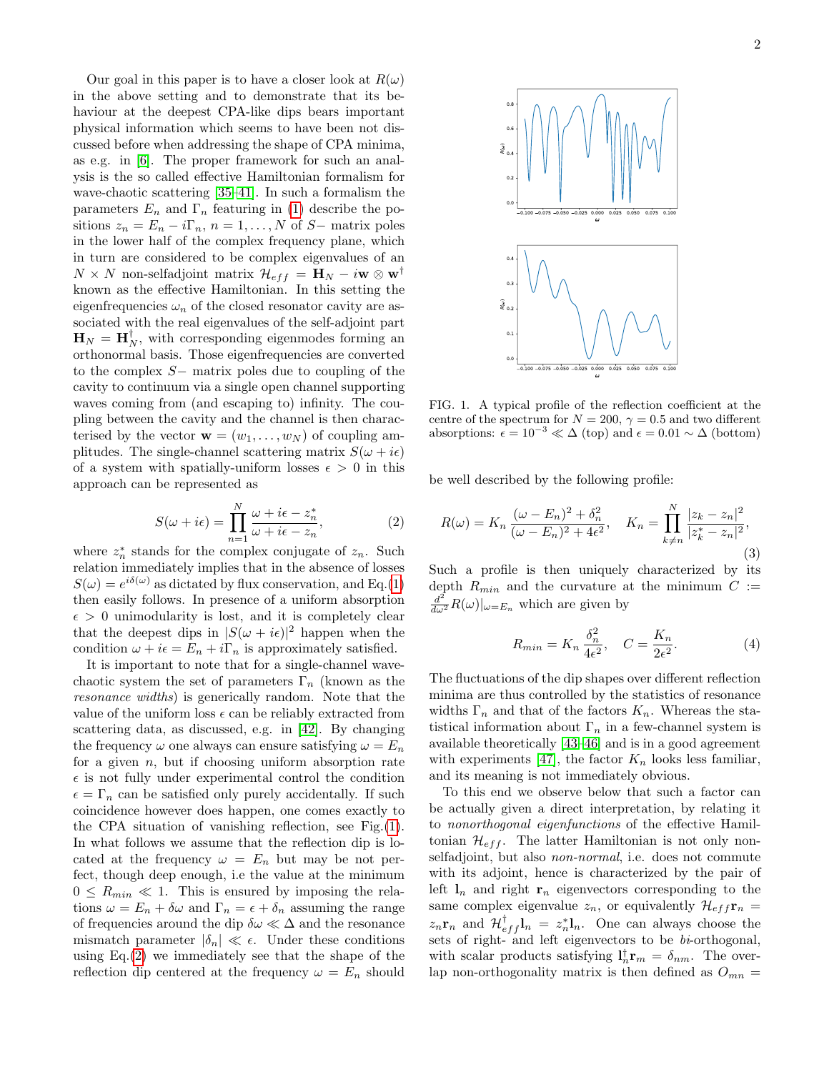Our goal in this paper is to have a closer look at $R(\omega)$ in the above setting and to demonstrate that its behaviour at the deepest CPA-like dips bears important physical information which seems to have been not discussed before when addressing the shape of CPA minima, as e.g. in [6]. The proper framework for such an analysis is the so called effective Hamiltonian formalism for wave-chaotic scattering [35–41]. In such a formalism the parameters $E_n$ and $\Gamma_n$ featuring in (1) describe the positions $z_n = E_n - i\Gamma_n$, $n = 1, \ldots, N$ of $S-$ matrix poles in the lower half of the complex frequency plane, which in turn are considered to be complex eigenvalues of an $N \times N$ non-selfadjoint matrix $\mathcal{H}_{eff} = \mathbf{H}_N - i\mathbf{w} \otimes \mathbf{w}^\dagger$ known as the effective Hamiltonian. In this setting the eigenfrequencies $\omega_n$ of the closed resonator cavity are associated with the real eigenvalues of the self-adjoint part $\mathbf{H}_N = \mathbf{H}_N^\dagger$, with corresponding eigenmodes forming an orthonormal basis. Those eigenfrequencies are converted to the complex $S-$ matrix poles due to coupling of the cavity to continuum via a single open channel supporting waves coming from (and escaping to) infinity. The coupling between the cavity and the channel is then characterised by the vector $\mathbf{w} = (w_1, \ldots, w_N)$ of coupling amplitudes. The single-channel scattering matrix $S(\omega + i\epsilon)$ of a system with spatially-uniform losses $\epsilon > 0$ in this approach can be represented as

$$S(\omega + i\epsilon) = \prod_{n=1}^{N} \frac{\omega + i\epsilon - z_n^*}{\omega + i\epsilon - z_n}, \tag{2}$$

where $z_n^*$ stands for the complex conjugate of $z_n$. Such relation immediately implies that in the absence of losses $S(\omega) = e^{i\delta(\omega)}$ as dictated by flux conservation, and Eq.(1) then easily follows. In presence of a uniform absorption $\epsilon > 0$ unimodularity is lost, and it is completely clear that the deepest dips in $|S(\omega + i\epsilon)|^2$ happen when the condition $\omega + i\epsilon = E_n + i\Gamma_n$ is approximately satisfied.

It is important to note that for a single-channel wave-chaotic system the set of parameters $\Gamma_n$ (known as the *resonance widths*) is generically random. Note that the value of the uniform loss $\epsilon$ can be reliably extracted from scattering data, as discussed, e.g. in [42]. By changing the frequency $\omega$ one always can ensure satisfying $\omega = E_n$ for a given $n$, but if choosing uniform absorption rate $\epsilon$ is not fully under experimental control the condition $\epsilon = \Gamma_n$ can be satisfied only purely accidentally. If such coincidence however does happen, one comes exactly to the CPA situation of vanishing reflection, see Fig.(1). In what follows we assume that the reflection dip is located at the frequency $\omega = E_n$ but may be not perfect, though deep enough, i.e the value at the minimum $0 \leq R_{min} \ll 1$. This is ensured by imposing the relations $\omega = E_n + \delta\omega$ and $\Gamma_n = \epsilon + \delta_n$ assuming the range of frequencies around the dip $\delta\omega \ll \Delta$ and the resonance mismatch parameter $|\delta_n| \ll \epsilon$. Under these conditions using Eq.(2) we immediately see that the shape of the reflection dip centered at the frequency $\omega = E_n$ should be well described by the following profile:

FIG. 1. A typical profile of the reflection coefficient at the centre of the spectrum for $N = 200$, $\gamma = 0.5$ and two different absorptions: $\epsilon = 10^{-3} \ll \Delta$ (top) and $\epsilon = 0.01 \sim \Delta$ (bottom)

$$R(\omega) = K_n \frac{(\omega - E_n)^2 + \delta_n^2}{(\omega - E_n)^2 + 4\epsilon^2}, \quad K_n = \prod_{k \neq n}^{N} \frac{|z_k - z_n|^2}{|z_k^* - z_n|^2}, \tag{3}$$

Such a profile is then uniquely characterized by its depth $R_{min}$ and the curvature at the minimum $C := \frac{d^2}{d\omega^2} R(\omega)|_{\omega = E_n}$ which are given by

$$R_{min} = K_n \frac{\delta_n^2}{4\epsilon^2}, \quad C = \frac{K_n}{2\epsilon^2}. \tag{4}$$

The fluctuations of the dip shapes over different reflection minima are thus controlled by the statistics of resonance widths $\Gamma_n$ and that of the factors $K_n$. Whereas the statistical information about $\Gamma_n$ in a few-channel system is available theoretically [43–46] and is in a good agreement with experiments [47], the factor $K_n$ looks less familiar, and its meaning is not immediately obvious.

To this end we observe below that such a factor can be actually given a direct interpretation, by relating it to *nonorthogonal eigenfunctions* of the effective Hamiltonian $\mathcal{H}_{eff}$. The latter Hamiltonian is not only non-selfadjoint, but also *non-normal*, i.e. does not commute with its adjoint, hence is characterized by the pair of left $\mathbf{l}_n$ and right $\mathbf{r}_n$ eigenvectors corresponding to the same complex eigenvalue $z_n$, or equivalently $\mathcal{H}_{eff}\mathbf{r}_n = z_n\mathbf{r}_n$ and $\mathcal{H}_{eff}^\dagger \mathbf{l}_n = z_n^* \mathbf{l}_n$. One can always choose the sets of right- and left eigenvectors to be *bi*-orthogonal, with scalar products satisfying $\mathbf{l}_n^\dagger \mathbf{r}_m = \delta_{nm}$. The overlap non-orthogonality matrix is then defined as $O_{mn} =$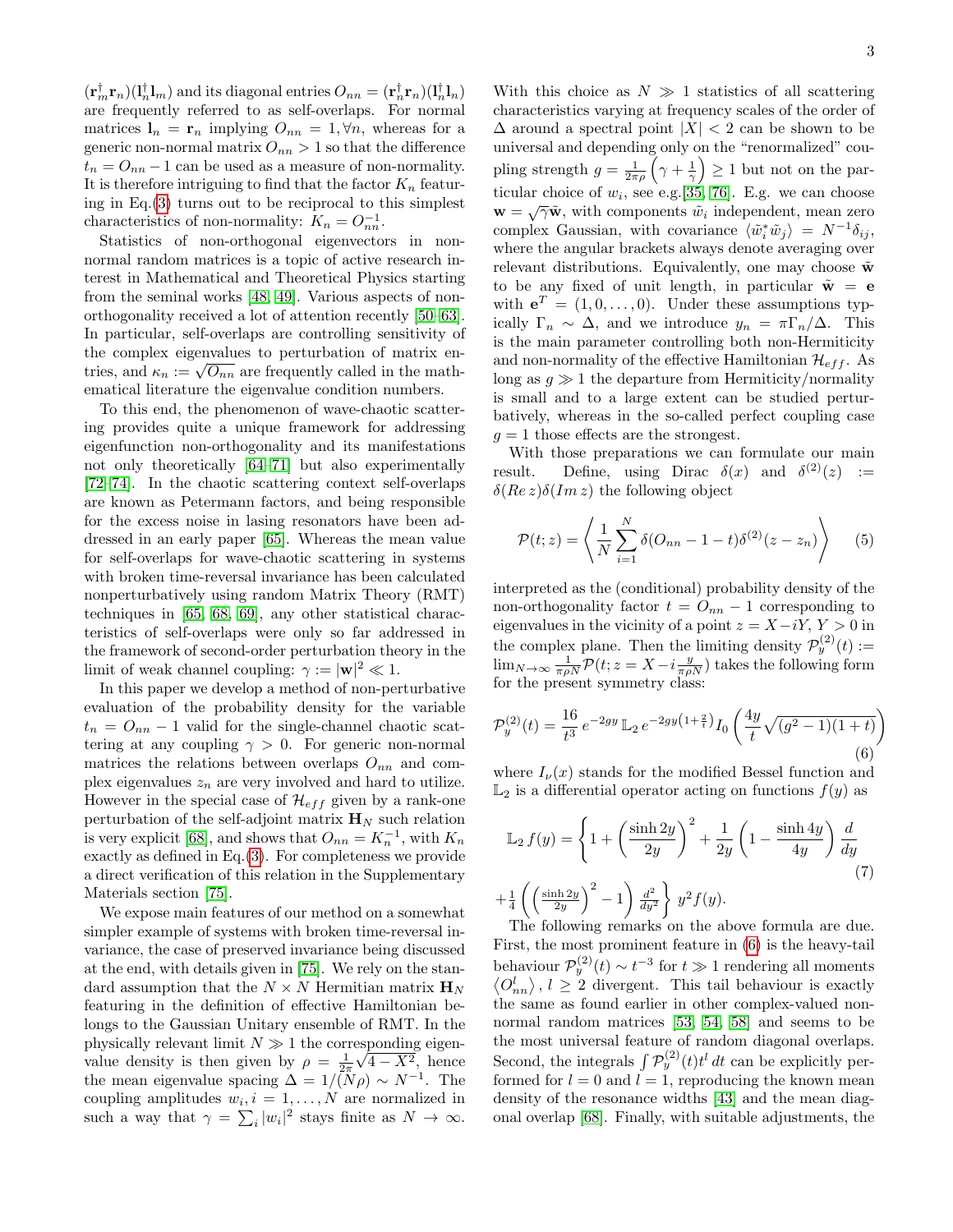$(\mathbf{r}_m^\dagger \mathbf{r}_n)(\mathbf{l}_n^\dagger \mathbf{l}_m)$ and its diagonal entries $O_{nn} = (\mathbf{r}_n^\dagger \mathbf{r}_n)(\mathbf{l}_n^\dagger \mathbf{l}_n)$ are frequently referred to as self-overlaps. For normal matrices $\mathbf{l}_n = \mathbf{r}_n$ implying $O_{nn} = 1, \forall n$, whereas for a generic non-normal matrix $O_{nn} > 1$ so that the difference $t_n = O_{nn} - 1$ can be used as a measure of non-normality. It is therefore intriguing to find that the factor $K_n$ featuring in Eq.(3) turns out to be reciprocal to this simplest characteristics of non-normality: $K_n = O_{nn}^{-1}$.

Statistics of non-orthogonal eigenvectors in non-normal random matrices is a topic of active research interest in Mathematical and Theoretical Physics starting from the seminal works [48, 49]. Various aspects of non-orthogonality received a lot of attention recently [50–63]. In particular, self-overlaps are controlling sensitivity of the complex eigenvalues to perturbation of matrix entries, and $\kappa_n := \sqrt{O_{nn}}$ are frequently called in the mathematical literature the eigenvalue condition numbers.

To this end, the phenomenon of wave-chaotic scattering provides quite a unique framework for addressing eigenfunction non-orthogonality and its manifestations not only theoretically [64–71] but also experimentally [72–74]. In the chaotic scattering context self-overlaps are known as Petermann factors, and being responsible for the excess noise in lasing resonators have been addressed in an early paper [65]. Whereas the mean value for self-overlaps for wave-chaotic scattering in systems with broken time-reversal invariance has been calculated nonperturbatively using random Matrix Theory (RMT) techniques in [65, 68, 69], any other statistical characteristics of self-overlaps were only so far addressed in the framework of second-order perturbation theory in the limit of weak channel coupling: $\gamma := |\mathbf{w}|^2 \ll 1$.

In this paper we develop a method of non-perturbative evaluation of the probability density for the variable $t_n = O_{nn} - 1$ valid for the single-channel chaotic scattering at any coupling $\gamma > 0$. For generic non-normal matrices the relations between overlaps $O_{nn}$ and complex eigenvalues $z_n$ are very involved and hard to utilize. However in the special case of $\mathcal{H}_{eff}$ given by a rank-one perturbation of the self-adjoint matrix $\mathbf{H}_N$ such relation is very explicit [68], and shows that $O_{nn} = K_n^{-1}$, with $K_n$ exactly as defined in Eq.(3). For completeness we provide a direct verification of this relation in the Supplementary Materials section [75].

We expose main features of our method on a somewhat simpler example of systems with broken time-reversal invariance, the case of preserved invariance being discussed at the end, with details given in [75]. We rely on the standard assumption that the $N \times N$ Hermitian matrix $\mathbf{H}_N$ featuring in the definition of effective Hamiltonian belongs to the Gaussian Unitary ensemble of RMT. In the physically relevant limit $N \gg 1$ the corresponding eigenvalue density is then given by $\rho = \frac{1}{2\pi}\sqrt{4 - X^2}$, hence the mean eigenvalue spacing $\Delta = 1/(N\rho) \sim N^{-1}$. The coupling amplitudes $w_i, i = 1, \ldots, N$ are normalized in such a way that $\gamma = \sum_i |w_i|^2$ stays finite as $N \to \infty$. With this choice as $N \gg 1$ statistics of all scattering characteristics varying at frequency scales of the order of $\Delta$ around a spectral point $|X| < 2$ can be shown to be universal and depending only on the "renormalized" coupling strength $g = \frac{1}{2\pi\rho}\left(\gamma + \frac{1}{\gamma}\right) \geq 1$ but not on the particular choice of $w_i$, see e.g.[35, 76]. E.g. we can choose $\mathbf{w} = \sqrt{\gamma}\tilde{\mathbf{w}}$, with components $\tilde{w}_i$ independent, mean zero complex Gaussian, with covariance $\langle \tilde{w}_i^* \tilde{w}_j \rangle = N^{-1}\delta_{ij}$, where the angular brackets always denote averaging over relevant distributions. Equivalently, one may choose $\tilde{\mathbf{w}}$ to be any fixed of unit length, in particular $\tilde{\mathbf{w}} = \mathbf{e}$ with $\mathbf{e}^T = (1, 0, \ldots, 0)$. Under these assumptions typically $\Gamma_n \sim \Delta$, and we introduce $y_n = \pi\Gamma_n/\Delta$. This is the main parameter controlling both non-Hermiticity and non-normality of the effective Hamiltonian $\mathcal{H}_{eff}$. As long as $g \gg 1$ the departure from Hermiticity/normality is small and to a large extent can be studied perturbatively, whereas in the so-called perfect coupling case $g = 1$ those effects are the strongest.

With those preparations we can formulate our main result. Define, using Dirac $\delta(x)$ and $\delta^{(2)}(z) := \delta(Re\, z)\delta(Im\, z)$ the following object

$$\mathcal{P}(t; z) = \left\langle \frac{1}{N}\sum_{i=1}^{N} \delta(O_{nn} - 1 - t)\delta^{(2)}(z - z_n) \right\rangle \tag{5}$$

interpreted as the (conditional) probability density of the non-orthogonality factor $t = O_{nn} - 1$ corresponding to eigenvalues in the vicinity of a point $z = X - iY$, $Y > 0$ in the complex plane. Then the limiting density $\mathcal{P}_y^{(2)}(t) := \lim_{N\to\infty} \frac{1}{\pi\rho N}\mathcal{P}(t; z = X - i\frac{y}{\pi\rho N})$ takes the following form for the present symmetry class:

$$\mathcal{P}_y^{(2)}(t) = \frac{16}{t^3}\, e^{-2gy}\, \mathbb{L}_2\, e^{-2gy\left(1 + \frac{2}{t}\right)} I_0\left(\frac{4y}{t}\sqrt{(g^2 - 1)(1 + t)}\right) \tag{6}$$

where $I_\nu(x)$ stands for the modified Bessel function and $\mathbb{L}_2$ is a differential operator acting on functions $f(y)$ as

$$\mathbb{L}_2\, f(y) = \left\{1 + \left(\frac{\sinh 2y}{2y}\right)^2 + \frac{1}{2y}\left(1 - \frac{\sinh 4y}{4y}\right)\frac{d}{dy} + \frac{1}{4}\left(\left(\frac{\sinh 2y}{2y}\right)^2 - 1\right)\frac{d^2}{dy^2}\right\}\, y^2 f(y). \tag{7}$$

The following remarks on the above formula are due. First, the most prominent feature in (6) is the heavy-tail behaviour $\mathcal{P}_y^{(2)}(t) \sim t^{-3}$ for $t \gg 1$ rendering all moments $\langle O_{nn}^l \rangle$, $l \geq 2$ divergent. This tail behaviour is exactly the same as found earlier in other complex-valued non-normal random matrices [53, 54, 58] and seems to be the most universal feature of random diagonal overlaps. Second, the integrals $\int \mathcal{P}_y^{(2)}(t) t^l\, dt$ can be explicitly performed for $l = 0$ and $l = 1$, reproducing the known mean density of the resonance widths [43] and the mean diagonal overlap [68]. Finally, with suitable adjustments, the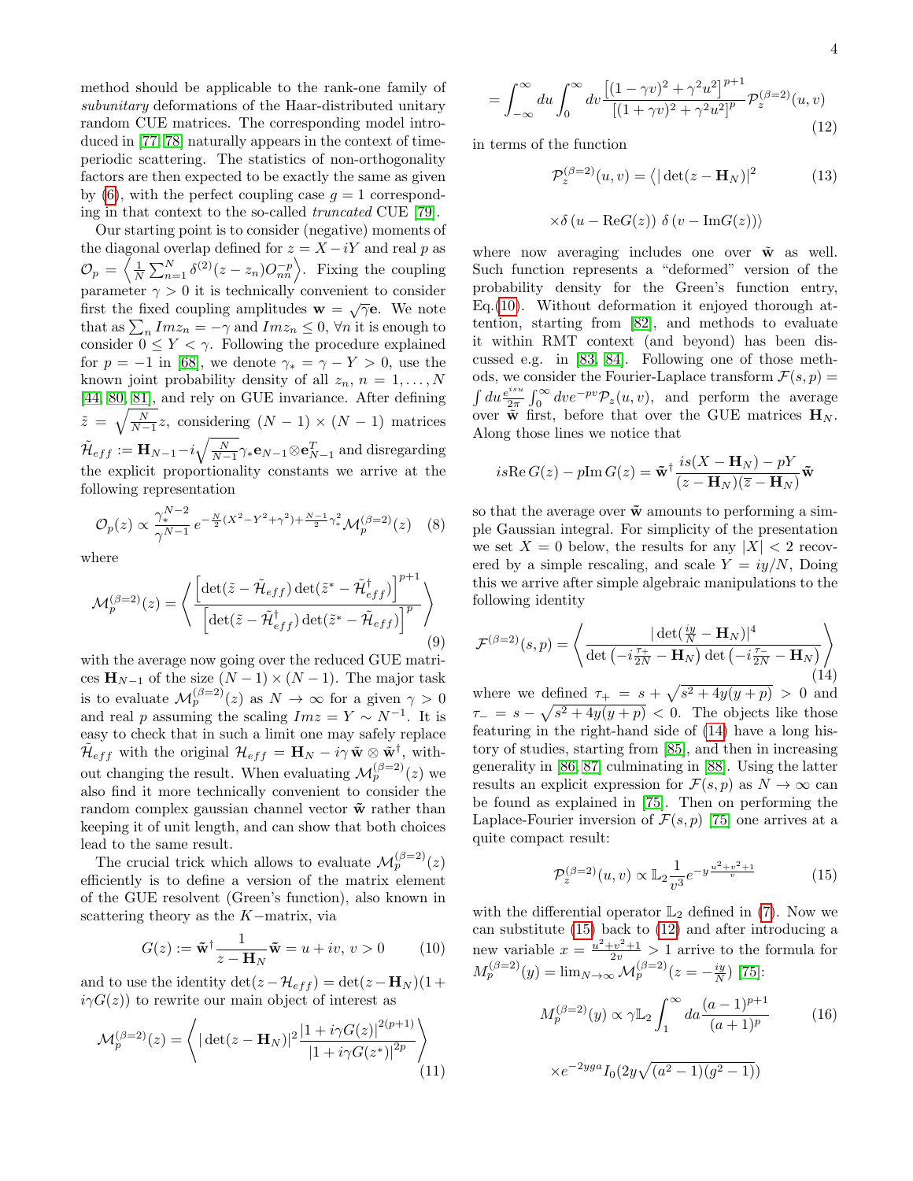method should be applicable to the rank-one family of *subunitary* deformations of the Haar-distributed unitary random CUE matrices. The corresponding model introduced in [77, 78] naturally appears in the context of time-periodic scattering. The statistics of non-orthogonality factors are then expected to be exactly the same as given by (6), with the perfect coupling case $g = 1$ corresponding in that context to the so-called *truncated* CUE [79].

Our starting point is to consider (negative) moments of the diagonal overlap defined for $z = X - iY$ and real $p$ as $\mathcal{O}_p = \left\langle \frac{1}{N}\sum_{n=1}^{N} \delta^{(2)}(z - z_n) O_{nn}^{-p} \right\rangle$. Fixing the coupling parameter $\gamma > 0$ it is technically convenient to consider first the fixed coupling amplitudes $\mathbf{w} = \sqrt{\gamma}\mathbf{e}$. We note that as $\sum_n Im z_n = -\gamma$ and $Im z_n \leq 0, \forall n$ it is enough to consider $0 \leq Y < \gamma$. Following the procedure explained for $p = -1$ in [68], we denote $\gamma_* = \gamma - Y > 0$, use the known joint probability density of all $z_n$, $n = 1, \ldots, N$ [44, 80, 81], and rely on GUE invariance. After defining $\tilde{z} = \sqrt{\frac{N}{N-1}} z$, considering $(N-1) \times (N-1)$ matrices $\tilde{\mathcal{H}}_{eff} := \mathbf{H}_{N-1} - i\sqrt{\frac{N}{N-1}}\gamma_* \mathbf{e}_{N-1} \otimes \mathbf{e}_{N-1}^T$ and disregarding the explicit proportionality constants we arrive at the following representation

$$\mathcal{O}_p(z) \propto \frac{\gamma_*^{N-2}}{\gamma^{N-1}} e^{-\frac{N}{2}(X^2 - Y^2 + \gamma^2) + \frac{N-1}{2}\gamma_*^2} \mathcal{M}_p^{(\beta=2)}(z) \quad (8)$$

where

$$\mathcal{M}_p^{(\beta=2)}(z) = \left\langle \frac{\left[\det(\tilde{z} - \tilde{\mathcal{H}}_{eff}) \det(\tilde{z}^* - \tilde{\mathcal{H}}_{eff}^\dagger)\right]^{p+1}}{\left[\det(\tilde{z} - \tilde{\mathcal{H}}_{eff}^\dagger) \det(\tilde{z}^* - \tilde{\mathcal{H}}_{eff})\right]^{p}} \right\rangle \quad (9)$$

with the average now going over the reduced GUE matrices $\mathbf{H}_{N-1}$ of the size $(N-1) \times (N-1)$. The major task is to evaluate $\mathcal{M}_p^{(\beta=2)}(z)$ as $N \to \infty$ for a given $\gamma > 0$ and real $p$ assuming the scaling $Im z = Y \sim N^{-1}$. It is easy to check that in such a limit one may safely replace $\tilde{\mathcal{H}}_{eff}$ with the original $\mathcal{H}_{eff} = \mathbf{H}_N - i\gamma\, \tilde{\mathbf{w}} \otimes \tilde{\mathbf{w}}^\dagger$, without changing the result. When evaluating $\mathcal{M}_p^{(\beta=2)}(z)$ we also find it more technically convenient to consider the random complex gaussian channel vector $\tilde{\mathbf{w}}$ rather than keeping it of unit length, and can show that both choices lead to the same result.

The crucial trick which allows to evaluate $\mathcal{M}_p^{(\beta=2)}(z)$ efficiently is to define a version of the matrix element of the GUE resolvent (Green's function), also known in scattering theory as the $K-$matrix, via

$$G(z) := \tilde{\mathbf{w}}^\dagger \frac{1}{z - \mathbf{H}_N} \tilde{\mathbf{w}} = u + iv,\ v > 0 \quad (10)$$

and to use the identity $\det(z - \mathcal{H}_{eff}) = \det(z - \mathbf{H}_N)(1 + i\gamma G(z))$ to rewrite our main object of interest as

$$\mathcal{M}_p^{(\beta=2)}(z) = \left\langle |\det(z - \mathbf{H}_N)|^2 \frac{|1 + i\gamma G(z)|^{2(p+1)}}{|1 + i\gamma G(z^*)|^{2p}} \right\rangle \quad (11)$$

$$= \int_{-\infty}^{\infty} du \int_0^{\infty} dv \frac{\left[(1 - \gamma v)^2 + \gamma^2 u^2\right]^{p+1}}{\left[(1 + \gamma v)^2 + \gamma^2 u^2\right]^{p}} \mathcal{P}_z^{(\beta=2)}(u, v) \quad (12)$$

in terms of the function

$$\mathcal{P}_z^{(\beta=2)}(u, v) = \left\langle |\det(z - \mathbf{H}_N)|^2 \right. \quad (13)$$

$$\left. \times \delta\left(u - \text{Re}G(z)\right) \delta\left(v - \text{Im}G(z)\right) \right\rangle$$

where now averaging includes one over $\tilde{\mathbf{w}}$ as well. Such function represents a "deformed" version of the probability density for the Green's function entry, Eq.(10). Without deformation it enjoyed thorough attention, starting from [82], and methods to evaluate it within RMT context (and beyond) has been discussed e.g. in [83, 84]. Following one of those methods, we consider the Fourier-Laplace transform $\mathcal{F}(s, p) = \int du \frac{e^{isu}}{2\pi} \int_0^\infty dv e^{-pv} \mathcal{P}_z(u, v)$, and perform the average over $\tilde{\mathbf{w}}$ first, before that over the GUE matrices $\mathbf{H}_N$. Along those lines we notice that

$$is\text{Re}\, G(z) - p\text{Im}\, G(z) = \tilde{\mathbf{w}}^\dagger \frac{is(X - \mathbf{H}_N) - pY}{(z - \mathbf{H}_N)(\overline{z} - \mathbf{H}_N)} \tilde{\mathbf{w}}$$

so that the average over $\tilde{\mathbf{w}}$ amounts to performing a simple Gaussian integral. For simplicity of the presentation we set $X = 0$ below, the results for any $|X| < 2$ recovered by a simple rescaling, and scale $Y = iy/N$, Doing this we arrive after simple algebraic manipulations to the following identity

$$\mathcal{F}^{(\beta=2)}(s, p) = \left\langle \frac{|\det(\frac{iy}{N} - \mathbf{H}_N)|^4}{\det\left(-i\frac{\tau_+}{2N} - \mathbf{H}_N\right) \det\left(-i\frac{\tau_-}{2N} - \mathbf{H}_N\right)} \right\rangle \quad (14)$$

where we defined $\tau_+ = s + \sqrt{s^2 + 4y(y + p)} > 0$ and $\tau_- = s - \sqrt{s^2 + 4y(y + p)} < 0$. The objects like those featuring in the right-hand side of (14) have a long history of studies, starting from [85], and then in increasing generality in [86, 87] culminating in [88]. Using the latter results an explicit expression for $\mathcal{F}(s, p)$ as $N \to \infty$ can be found as explained in [75]. Then on performing the Laplace-Fourier inversion of $\mathcal{F}(s, p)$ [75] one arrives at a quite compact result:

$$\mathcal{P}_z^{(\beta=2)}(u, v) \propto \mathbb{L}_2 \frac{1}{v^3} e^{-y\frac{u^2 + v^2 + 1}{v}} \quad (15)$$

with the differential operator $\mathbb{L}_2$ defined in (7). Now we can substitute (15) back to (12) and after introducing a new variable $x = \frac{u^2 + v^2 + 1}{2v} > 1$ arrive to the formula for $M_p^{(\beta=2)}(y) = \lim_{N\to\infty} \mathcal{M}_p^{(\beta=2)}(z = -\frac{iy}{N})$ [75]:

$$M_p^{(\beta=2)}(y) \propto \gamma \mathbb{L}_2 \int_1^\infty da \frac{(a-1)^{p+1}}{(a+1)^p} \quad (16)$$

$$\times e^{-2yga} I_0(2y\sqrt{(a^2 - 1)(g^2 - 1)})$$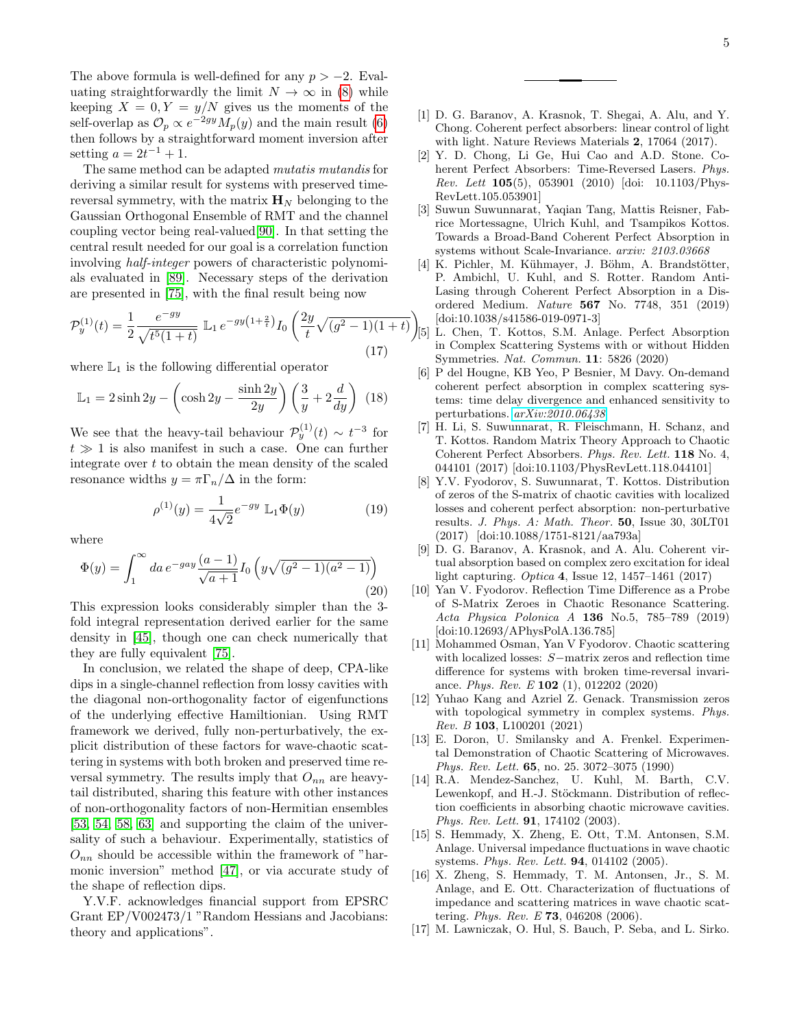The above formula is well-defined for any $p > -2$. Evaluating straightforwardly the limit $N \to \infty$ in (8) while keeping $X = 0, Y = y/N$ gives us the moments of the self-overlap as $\mathcal{O}_p \propto e^{-2gy} M_p(y)$ and the main result (6) then follows by a straightforward moment inversion after setting $a = 2t^{-1} + 1$.

The same method can be adapted *mutatis mutandis* for deriving a similar result for systems with preserved time-reversal symmetry, with the matrix $\mathbf{H}_N$ belonging to the Gaussian Orthogonal Ensemble of RMT and the channel coupling vector being real-valued[90]. In that setting the central result needed for our goal is a correlation function involving *half-integer* powers of characteristic polynomials evaluated in [89]. Necessary steps of the derivation are presented in [75], with the final result being now

$$\mathcal{P}^{(1)}_y(t) = \frac{1}{2} \frac{e^{-gy}}{\sqrt{t^5(1+t)}} \, \mathbb{L}_1 \, e^{-gy\left(1+\frac{2}{t}\right)} I_0\left(\frac{2y}{t}\sqrt{(g^2-1)(1+t)}\right) \tag{17}$$

where $\mathbb{L}_1$ is the following differential operator

$$\mathbb{L}_1 = 2\sinh 2y - \left(\cosh 2y - \frac{\sinh 2y}{2y}\right)\left(\frac{3}{y} + 2\frac{d}{dy}\right) \tag{18}$$

We see that the heavy-tail behaviour $\mathcal{P}^{(1)}_y(t) \sim t^{-3}$ for $t \gg 1$ is also manifest in such a case. One can further integrate over $t$ to obtain the mean density of the scaled resonance widths $y = \pi\Gamma_n/\Delta$ in the form:

$$\rho^{(1)}(y) = \frac{1}{4\sqrt{2}} e^{-gy} \, \mathbb{L}_1 \Phi(y) \tag{19}$$

where

$$\Phi(y) = \int_1^\infty da \, e^{-gay} \frac{(a-1)}{\sqrt{a+1}} I_0\left(y\sqrt{(g^2-1)(a^2-1)}\right) \tag{20}$$

This expression looks considerably simpler than the 3-fold integral representation derived earlier for the same density in [45], though one can check numerically that they are fully equivalent [75].

In conclusion, we related the shape of deep, CPA-like dips in a single-channel reflection from lossy cavities with the diagonal non-orthogonality factor of eigenfunctions of the underlying effective Hamiltonian. Using RMT framework we derived, fully non-perturbatively, the explicit distribution of these factors for wave-chaotic scattering in systems with both broken and preserved time reversal symmetry. The results imply that $O_{nn}$ are heavy-tail distributed, sharing this feature with other instances of non-orthogonality factors of non-Hermitian ensembles [53, 54, 58, 63] and supporting the claim of the universality of such a behaviour. Experimentally, statistics of $O_{nn}$ should be accessible within the framework of "harmonic inversion" method [47], or via accurate study of the shape of reflection dips.

Y.V.F. acknowledges financial support from EPSRC Grant EP/V002473/1 "Random Hessians and Jacobians: theory and applications".

---

[1] D. G. Baranov, A. Krasnok, T. Shegai, A. Alu, and Y. Chong. Coherent perfect absorbers: linear control of light with light. Nature Reviews Materials **2**, 17064 (2017).

[2] Y. D. Chong, Li Ge, Hui Cao and A.D. Stone. Coherent Perfect Absorbers: Time-Reversed Lasers. *Phys. Rev. Lett* **105**(5), 053901 (2010) [doi: 10.1103/PhysRevLett.105.053901]

[3] Suwun Suwunnarat, Yaqian Tang, Mattis Reisner, Fabrice Mortessagne, Ulrich Kuhl, and Tsampikos Kottos. Towards a Broad-Band Coherent Perfect Absorption in systems without Scale-Invariance. *arxiv: 2103.03668*

[4] K. Pichler, M. Kühmayer, J. Böhm, A. Brandstötter, P. Ambichl, U. Kuhl, and S. Rotter. Random Anti-Lasing through Coherent Perfect Absorption in a Disordered Medium. *Nature* **567** No. 7748, 351 (2019) [doi:10.1038/s41586-019-0971-3]

[5] L. Chen, T. Kottos, S.M. Anlage. Perfect Absorption in Complex Scattering Systems with or without Hidden Symmetries. *Nat. Commun.* **11**: 5826 (2020)

[6] P del Hougne, KB Yeo, P Besnier, M Davy. On-demand coherent perfect absorption in complex scattering systems: time delay divergence and enhanced sensitivity to perturbations. *arXiv:2010.06438*

[7] H. Li, S. Suwunnarat, R. Fleischmann, H. Schanz, and T. Kottos. Random Matrix Theory Approach to Chaotic Coherent Perfect Absorbers. *Phys. Rev. Lett.* **118** No. 4, 044101 (2017) [doi:10.1103/PhysRevLett.118.044101]

[8] Y.V. Fyodorov, S. Suwunnarat, T. Kottos. Distribution of zeros of the S-matrix of chaotic cavities with localized losses and coherent perfect absorption: non-perturbative results. *J. Phys. A: Math. Theor.* **50**, Issue 30, 30LT01 (2017) [doi:10.1088/1751-8121/aa793a]

[9] D. G. Baranov, A. Krasnok, and A. Alu. Coherent virtual absorption based on complex zero excitation for ideal light capturing. *Optica* **4**, Issue 12, 1457–1461 (2017)

[10] Yan V. Fyodorov. Reflection Time Difference as a Probe of S-Matrix Zeroes in Chaotic Resonance Scattering. *Acta Physica Polonica A* **136** No.5, 785–789 (2019) [doi:10.12693/APhysPolA.136.785]

[11] Mohammed Osman, Yan V Fyodorov. Chaotic scattering with localized losses: $S-$matrix zeros and reflection time difference for systems with broken time-reversal invariance. *Phys. Rev. E* **102** (1), 012202 (2020)

[12] Yuhao Kang and Azriel Z. Genack. Transmission zeros with topological symmetry in complex systems. *Phys. Rev. B* **103**, L100201 (2021)

[13] E. Doron, U. Smilansky and A. Frenkel. Experimental Demonstration of Chaotic Scattering of Microwaves. *Phys. Rev. Lett.* **65**, no. 25. 3072–3075 (1990)

[14] R.A. Mendez-Sanchez, U. Kuhl, M. Barth, C.V. Lewenkopf, and H.-J. Stöckmann. Distribution of reflection coefficients in absorbing chaotic microwave cavities. *Phys. Rev. Lett.* **91**, 174102 (2003).

[15] S. Hemmady, X. Zheng, E. Ott, T.M. Antonsen, S.M. Anlage. Universal impedance fluctuations in wave chaotic systems. *Phys. Rev. Lett.* **94**, 014102 (2005).

[16] X. Zheng, S. Hemmady, T. M. Antonsen, Jr., S. M. Anlage, and E. Ott. Characterization of fluctuations of impedance and scattering matrices in wave chaotic scattering. *Phys. Rev. E* **73**, 046208 (2006).

[17] M. Lawniczak, O. Hul, S. Bauch, P. Seba, and L. Sirko.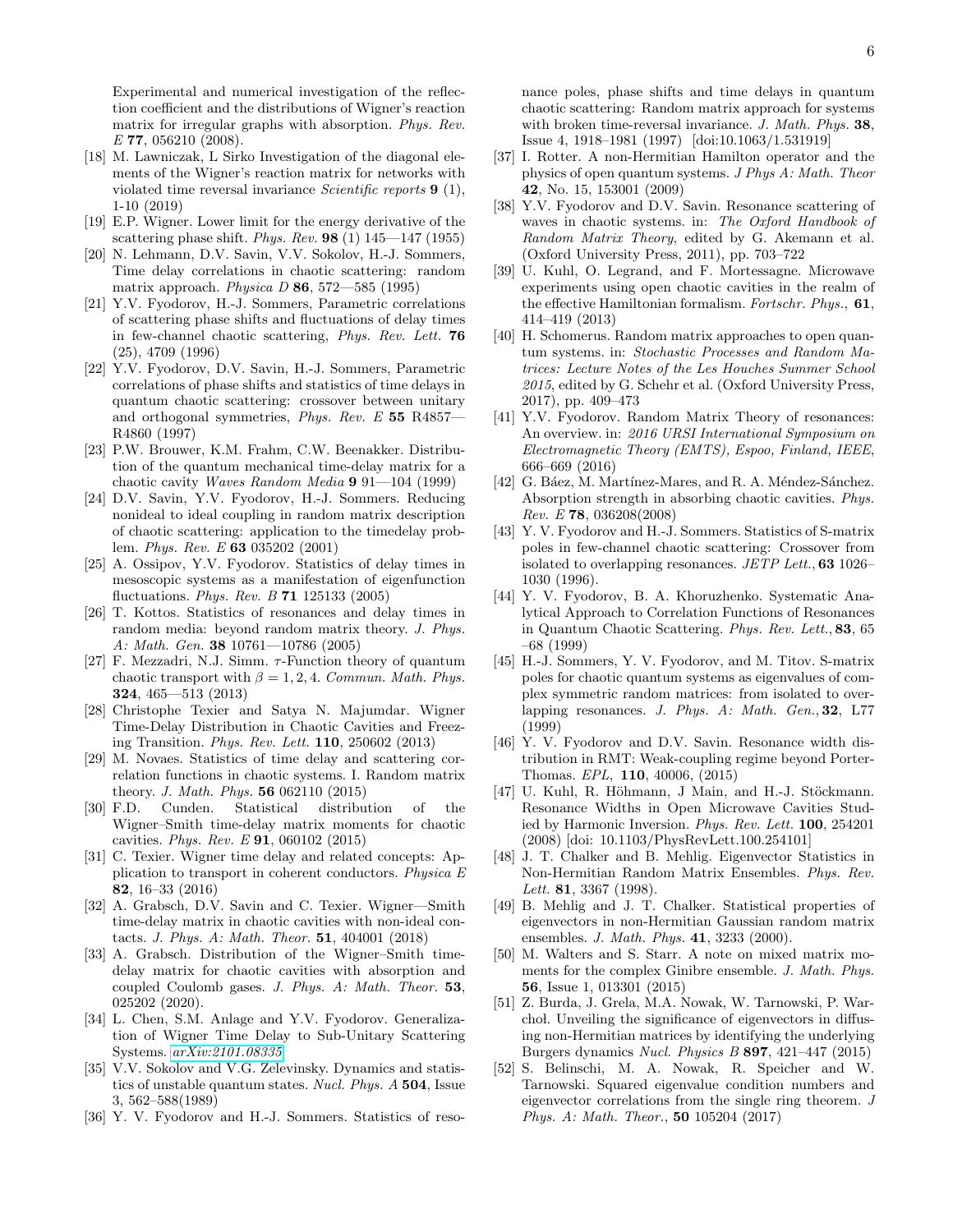Experimental and numerical investigation of the reflection coefficient and the distributions of Wigner's reaction matrix for irregular graphs with absorption. *Phys. Rev. E* **77**, 056210 (2008).

[18] M. Lawniczak, L Sirko Investigation of the diagonal elements of the Wigner's reaction matrix for networks with violated time reversal invariance *Scientific reports* **9** (1), 1-10 (2019)

[19] E.P. Wigner. Lower limit for the energy derivative of the scattering phase shift. *Phys. Rev.* **98** (1) 145—147 (1955)

[20] N. Lehmann, D.V. Savin, V.V. Sokolov, H.-J. Sommers, Time delay correlations in chaotic scattering: random matrix approach. *Physica D* **86**, 572—585 (1995)

[21] Y.V. Fyodorov, H.-J. Sommers, Parametric correlations of scattering phase shifts and fluctuations of delay times in few-channel chaotic scattering, *Phys. Rev. Lett.* **76** (25), 4709 (1996)

[22] Y.V. Fyodorov, D.V. Savin, H.-J. Sommers, Parametric correlations of phase shifts and statistics of time delays in quantum chaotic scattering: crossover between unitary and orthogonal symmetries, *Phys. Rev. E* **55** R4857—R4860 (1997)

[23] P.W. Brouwer, K.M. Frahm, C.W. Beenakker. Distribution of the quantum mechanical time-delay matrix for a chaotic cavity *Waves Random Media* **9** 91—104 (1999)

[24] D.V. Savin, Y.V. Fyodorov, H.-J. Sommers. Reducing nonideal to ideal coupling in random matrix description of chaotic scattering: application to the timedelay problem. *Phys. Rev. E* **63** 035202 (2001)

[25] A. Ossipov, Y.V. Fyodorov. Statistics of delay times in mesoscopic systems as a manifestation of eigenfunction fluctuations. *Phys. Rev. B* **71** 125133 (2005)

[26] T. Kottos. Statistics of resonances and delay times in random media: beyond random matrix theory. *J. Phys. A: Math. Gen.* **38** 10761—10786 (2005)

[27] F. Mezzadri, N.J. Simm. $\tau$-Function theory of quantum chaotic transport with $\beta = 1, 2, 4$. *Commun. Math. Phys.* **324**, 465—513 (2013)

[28] Christophe Texier and Satya N. Majumdar. Wigner Time-Delay Distribution in Chaotic Cavities and Freezing Transition. *Phys. Rev. Lett.* **110**, 250602 (2013)

[29] M. Novaes. Statistics of time delay and scattering correlation functions in chaotic systems. I. Random matrix theory. *J. Math. Phys.* **56** 062110 (2015)

[30] F.D. Cunden. Statistical distribution of the Wigner–Smith time-delay matrix moments for chaotic cavities. *Phys. Rev. E* **91**, 060102 (2015)

[31] C. Texier. Wigner time delay and related concepts: Application to transport in coherent conductors. *Physica E* **82**, 16–33 (2016)

[32] A. Grabsch, D.V. Savin and C. Texier. Wigner—Smith time-delay matrix in chaotic cavities with non-ideal contacts. *J. Phys. A: Math. Theor.* **51**, 404001 (2018)

[33] A. Grabsch. Distribution of the Wigner–Smith time-delay matrix for chaotic cavities with absorption and coupled Coulomb gases. *J. Phys. A: Math. Theor.* **53**, 025202 (2020).

[34] L. Chen, S.M. Anlage and Y.V. Fyodorov. Generalization of Wigner Time Delay to Sub-Unitary Scattering Systems. *arXiv:2101.08335*

[35] V.V. Sokolov and V.G. Zelevinsky. Dynamics and statistics of unstable quantum states. *Nucl. Phys. A* **504**, Issue 3, 562–588(1989)

[36] Y. V. Fyodorov and H.-J. Sommers. Statistics of resonance poles, phase shifts and time delays in quantum chaotic scattering: Random matrix approach for systems with broken time-reversal invariance. *J. Math. Phys.* **38**, Issue 4, 1918–1981 (1997) [doi:10.1063/1.531919]

[37] I. Rotter. A non-Hermitian Hamilton operator and the physics of open quantum systems. *J Phys A: Math. Theor* **42**, No. 15, 153001 (2009)

[38] Y.V. Fyodorov and D.V. Savin. Resonance scattering of waves in chaotic systems. in: *The Oxford Handbook of Random Matrix Theory*, edited by G. Akemann et al. (Oxford University Press, 2011), pp. 703–722

[39] U. Kuhl, O. Legrand, and F. Mortessagne. Microwave experiments using open chaotic cavities in the realm of the effective Hamiltonian formalism. *Fortschr. Phys.*, **61**, 414–419 (2013)

[40] H. Schomerus. Random matrix approaches to open quantum systems. in: *Stochastic Processes and Random Matrices: Lecture Notes of the Les Houches Summer School 2015*, edited by G. Schehr et al. (Oxford University Press, 2017), pp. 409–473

[41] Y.V. Fyodorov. Random Matrix Theory of resonances: An overview. in: *2016 URSI International Symposium on Electromagnetic Theory (EMTS), Espoo, Finland, IEEE*, 666–669 (2016)

[42] G. Báez, M. Martínez-Mares, and R. A. Méndez-Sánchez. Absorption strength in absorbing chaotic cavities. *Phys. Rev. E* **78**, 036208(2008)

[43] Y. V. Fyodorov and H.-J. Sommers. Statistics of S-matrix poles in few-channel chaotic scattering: Crossover from isolated to overlapping resonances. *JETP Lett.*, **63** 1026–1030 (1996).

[44] Y. V. Fyodorov, B. A. Khoruzhenko. Systematic Analytical Approach to Correlation Functions of Resonances in Quantum Chaotic Scattering. *Phys. Rev. Lett.*, **83**, 65 –68 (1999)

[45] H.-J. Sommers, Y. V. Fyodorov, and M. Titov. S-matrix poles for chaotic quantum systems as eigenvalues of complex symmetric random matrices: from isolated to overlapping resonances. *J. Phys. A: Math. Gen.*, **32**, L77 (1999)

[46] Y. V. Fyodorov and D.V. Savin. Resonance width distribution in RMT: Weak-coupling regime beyond Porter-Thomas. *EPL*, **110**, 40006, (2015)

[47] U. Kuhl, R. Höhmann, J Main, and H.-J. Stöckmann. Resonance Widths in Open Microwave Cavities Studied by Harmonic Inversion. *Phys. Rev. Lett.* **100**, 254201 (2008) [doi: 10.1103/PhysRevLett.100.254101]

[48] J. T. Chalker and B. Mehlig. Eigenvector Statistics in Non-Hermitian Random Matrix Ensembles. *Phys. Rev. Lett.* **81**, 3367 (1998).

[49] B. Mehlig and J. T. Chalker. Statistical properties of eigenvectors in non-Hermitian Gaussian random matrix ensembles. *J. Math. Phys.* **41**, 3233 (2000).

[50] M. Walters and S. Starr. A note on mixed matrix moments for the complex Ginibre ensemble. *J. Math. Phys.* **56**, Issue 1, 013301 (2015)

[51] Z. Burda, J. Grela, M.A. Nowak, W. Tarnowski, P. Warchoł. Unveiling the significance of eigenvectors in diffusing non-Hermitian matrices by identifying the underlying Burgers dynamics *Nucl. Physics B* **897**, 421–447 (2015)

[52] S. Belinschi, M. A. Nowak, R. Speicher and W. Tarnowski. Squared eigenvalue condition numbers and eigenvector correlations from the single ring theorem. *J Phys. A: Math. Theor.*, **50** 105204 (2017)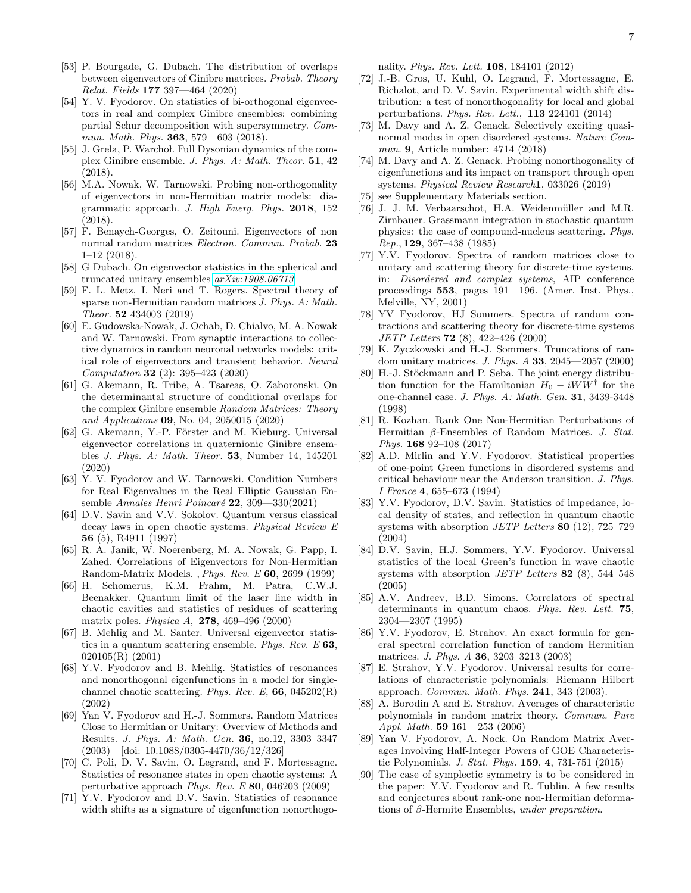[53] P. Bourgade, G. Dubach. The distribution of overlaps between eigenvectors of Ginibre matrices. *Probab. Theory Relat. Fields* **177** 397—464 (2020)

[54] Y. V. Fyodorov. On statistics of bi-orthogonal eigenvectors in real and complex Ginibre ensembles: combining partial Schur decomposition with supersymmetry. *Commun. Math. Phys.* **363**, 579—603 (2018).

[55] J. Grela, P. Warchoł. Full Dysonian dynamics of the complex Ginibre ensemble. *J. Phys. A: Math. Theor.* **51**, 42 (2018).

[56] M.A. Nowak, W. Tarnowski. Probing non-orthogonality of eigenvectors in non-Hermitian matrix models: diagrammatic approach. *J. High Energ. Phys.* **2018**, 152 (2018).

[57] F. Benaych-Georges, O. Zeitouni. Eigenvectors of non normal random matrices *Electron. Commun. Probab.* **23** 1–12 (2018).

[58] G Dubach. On eigenvector statistics in the spherical and truncated unitary ensembles *arXiv:1908.06713*

[59] F. L. Metz, I. Neri and T. Rogers. Spectral theory of sparse non-Hermitian random matrices *J. Phys. A: Math. Theor.* **52** 434003 (2019)

[60] E. Gudowska-Nowak, J. Ochab, D. Chialvo, M. A. Nowak and W. Tarnowski. From synaptic interactions to collective dynamics in random neuronal networks models: critical role of eigenvectors and transient behavior. *Neural Computation* **32** (2): 395–423 (2020)

[61] G. Akemann, R. Tribe, A. Tsareas, O. Zaboronski. On the determinantal structure of conditional overlaps for the complex Ginibre ensemble *Random Matrices: Theory and Applications* **09**, No. 04, 2050015 (2020)

[62] G. Akemann, Y.-P. Förster and M. Kieburg. Universal eigenvector correlations in quaternionic Ginibre ensembles *J. Phys. A: Math. Theor.* **53**, Number 14, 145201 (2020)

[63] Y. V. Fyodorov and W. Tarnowski. Condition Numbers for Real Eigenvalues in the Real Elliptic Gaussian Ensemble *Annales Henri Poincaré* **22**, 309—330(2021)

[64] D.V. Savin and V.V. Sokolov. Quantum versus classical decay laws in open chaotic systems. *Physical Review E* **56** (5), R4911 (1997)

[65] R. A. Janik, W. Noerenberg, M. A. Nowak, G. Papp, I. Zahed. Correlations of Eigenvectors for Non-Hermitian Random-Matrix Models. , *Phys. Rev. E* **60**, 2699 (1999)

[66] H. Schomerus, K.M. Frahm, M. Patra, C.W.J. Beenakker. Quantum limit of the laser line width in chaotic cavities and statistics of residues of scattering matrix poles. *Physica A*, **278**, 469–496 (2000)

[67] B. Mehlig and M. Santer. Universal eigenvector statistics in a quantum scattering ensemble. *Phys. Rev. E* **63**, 020105(R) (2001)

[68] Y.V. Fyodorov and B. Mehlig. Statistics of resonances and nonorthogonal eigenfunctions in a model for single-channel chaotic scattering. *Phys. Rev. E*, **66**, 045202(R) (2002)

[69] Yan V. Fyodorov and H.-J. Sommers. Random Matrices Close to Hermitian or Unitary: Overview of Methods and Results. *J. Phys. A: Math. Gen.* **36**, no.12, 3303–3347 (2003) [doi: 10.1088/0305-4470/36/12/326]

[70] C. Poli, D. V. Savin, O. Legrand, and F. Mortessagne. Statistics of resonance states in open chaotic systems: A perturbative approach *Phys. Rev. E* **80**, 046203 (2009)

[71] Y.V. Fyodorov and D.V. Savin. Statistics of resonance width shifts as a signature of eigenfunction nonorthogonality. *Phys. Rev. Lett.* **108**, 184101 (2012)

[72] J.-B. Gros, U. Kuhl, O. Legrand, F. Mortessagne, E. Richalot, and D. V. Savin. Experimental width shift distribution: a test of nonorthogonality for local and global perturbations. *Phys. Rev. Lett.*, **113** 224101 (2014)

[73] M. Davy and A. Z. Genack. Selectively exciting quasi-normal modes in open disordered systems. *Nature Commun.* **9**, Article number: 4714 (2018)

[74] M. Davy and A. Z. Genack. Probing nonorthogonality of eigenfunctions and its impact on transport through open systems. *Physical Review Research* **1**, 033026 (2019)

[75] see Supplementary Materials section.

[76] J. J. M. Verbaarschot, H.A. Weidenmüller and M.R. Zirnbauer. Grassmann integration in stochastic quantum physics: the case of compound-nucleus scattering. *Phys. Rep.*, **129**, 367–438 (1985)

[77] Y.V. Fyodorov. Spectra of random matrices close to unitary and scattering theory for discrete-time systems. in: *Disordered and complex systems*, AIP conference proceedings **553**, pages 191—196. (Amer. Inst. Phys., Melville, NY, 2001)

[78] YV Fyodorov, HJ Sommers. Spectra of random contractions and scattering theory for discrete-time systems *JETP Letters* **72** (8), 422–426 (2000)

[79] K. Zyczkowski and H.-J. Sommers. Truncations of random unitary matrices. *J. Phys. A* **33**, 2045—2057 (2000)

[80] H.-J. Stöckmann and P. Seba. The joint energy distribution function for the Hamiltonian $H_0 - iWW^{\dagger}$ for the one-channel case. *J. Phys. A: Math. Gen.* **31**, 3439-3448 (1998)

[81] R. Kozhan. Rank One Non-Hermitian Perturbations of Hermitian $\beta$-Ensembles of Random Matrices. *J. Stat. Phys.* **168** 92–108 (2017)

[82] A.D. Mirlin and Y.V. Fyodorov. Statistical properties of one-point Green functions in disordered systems and critical behaviour near the Anderson transition. *J. Phys. I France* **4**, 655–673 (1994)

[83] Y.V. Fyodorov, D.V. Savin. Statistics of impedance, local density of states, and reflection in quantum chaotic systems with absorption *JETP Letters* **80** (12), 725–729 (2004)

[84] D.V. Savin, H.J. Sommers, Y.V. Fyodorov. Universal statistics of the local Green's function in wave chaotic systems with absorption *JETP Letters* **82** (8), 544–548 (2005)

[85] A.V. Andreev, B.D. Simons. Correlators of spectral determinants in quantum chaos. *Phys. Rev. Lett.* **75**, 2304—2307 (1995)

[86] Y.V. Fyodorov, E. Strahov. An exact formula for general spectral correlation function of random Hermitian matrices. *J. Phys. A* **36**, 3203–3213 (2003)

[87] E. Strahov, Y.V. Fyodorov. Universal results for correlations of characteristic polynomials: Riemann–Hilbert approach. *Commun. Math. Phys.* **241**, 343 (2003).

[88] A. Borodin A and E. Strahov. Averages of characteristic polynomials in random matrix theory. *Commun. Pure Appl. Math.* **59** 161—253 (2006)

[89] Yan V. Fyodorov, A. Nock. On Random Matrix Averages Involving Half-Integer Powers of GOE Characteristic Polynomials. *J. Stat. Phys.* **159**, **4**, 731-751 (2015)

[90] The case of symplectic symmetry is to be considered in the paper: Y.V. Fyodorov and R. Tublin. A few results and conjectures about rank-one non-Hermitian deformations of $\beta$-Hermite Ensembles, *under preparation.*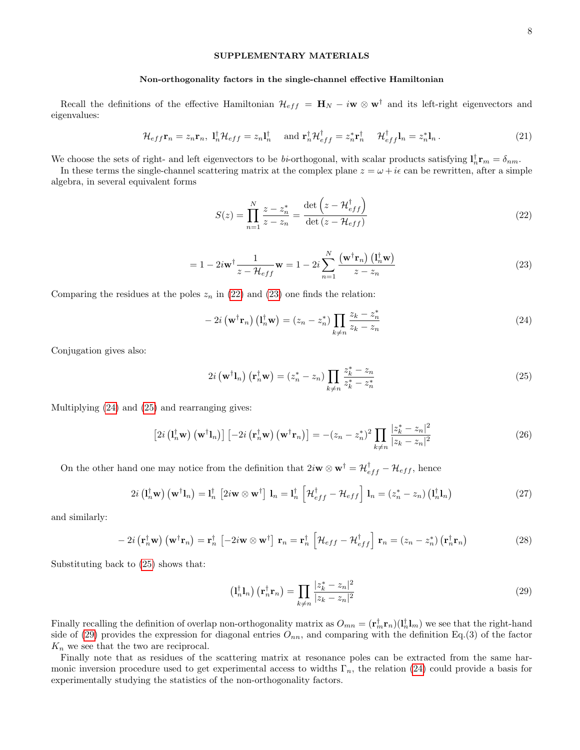## SUPPLEMENTARY MATERIALS

### Non-orthogonality factors in the single-channel effective Hamiltonian

Recall the definitions of the effective Hamiltonian $\mathcal{H}_{eff} = \mathbf{H}_N - i\mathbf{w} \otimes \mathbf{w}^\dagger$ and its left-right eigenvectors and eigenvalues:

$$\mathcal{H}_{eff}\mathbf{r}_n = z_n\mathbf{r}_n,\ \mathbf{l}_n^\dagger\mathcal{H}_{eff} = z_n\mathbf{l}_n^\dagger \quad \text{and } \mathbf{r}_n^\dagger\mathcal{H}_{eff}^\dagger = z_n^*\mathbf{r}_n^\dagger \quad \mathcal{H}_{eff}^\dagger\mathbf{l}_n = z_n^*\mathbf{l}_n\,. \tag{21}$$

We choose the sets of right- and left eigenvectors to be *bi*-orthogonal, with scalar products satisfying $\mathbf{l}_n^\dagger\mathbf{r}_m = \delta_{nm}$.

In these terms the single-channel scattering matrix at the complex plane $z = \omega + i\epsilon$ can be rewritten, after a simple algebra, in several equivalent forms

$$S(z) = \prod_{n=1}^{N}\frac{z - z_n^*}{z - z_n} = \frac{\det\left(z - \mathcal{H}_{eff}^\dagger\right)}{\det\left(z - \mathcal{H}_{eff}\right)} \tag{22}$$

$$= 1 - 2i\mathbf{w}^\dagger\frac{1}{z - \mathcal{H}_{eff}}\mathbf{w} = 1 - 2i\sum_{n=1}^{N}\frac{\left(\mathbf{w}^\dagger\mathbf{r}_n\right)\left(\mathbf{l}_n^\dagger\mathbf{w}\right)}{z - z_n} \tag{23}$$

Comparing the residues at the poles $z_n$ in (22) and (23) one finds the relation:

$$-2i\left(\mathbf{w}^\dagger\mathbf{r}_n\right)\left(\mathbf{l}_n^\dagger\mathbf{w}\right) = (z_n - z_n^*)\prod_{k\neq n}\frac{z_k - z_n^*}{z_k - z_n} \tag{24}$$

Conjugation gives also:

$$2i\left(\mathbf{w}^\dagger\mathbf{l}_n\right)\left(\mathbf{r}_n^\dagger\mathbf{w}\right) = (z_n^* - z_n)\prod_{k\neq n}\frac{z_k^* - z_n}{z_k^* - z_n^*} \tag{25}$$

Multiplying (24) and (25) and rearranging gives:

$$\left[2i\left(\mathbf{l}_n^\dagger\mathbf{w}\right)\left(\mathbf{w}^\dagger\mathbf{l}_n\right)\right]\left[-2i\left(\mathbf{r}_n^\dagger\mathbf{w}\right)\left(\mathbf{w}^\dagger\mathbf{r}_n\right)\right] = -(z_n - z_n^*)^2\prod_{k\neq n}\frac{|z_k^* - z_n|^2}{|z_k - z_n|^2} \tag{26}$$

On the other hand one may notice from the definition that $2i\mathbf{w} \otimes \mathbf{w}^\dagger = \mathcal{H}_{eff}^\dagger - \mathcal{H}_{eff}$, hence

$$2i\left(\mathbf{l}_n^\dagger\mathbf{w}\right)\left(\mathbf{w}^\dagger\mathbf{l}_n\right) = \mathbf{l}_n^\dagger\left[2i\mathbf{w}\otimes\mathbf{w}^\dagger\right]\mathbf{l}_n = \mathbf{l}_n^\dagger\left[\mathcal{H}_{eff}^\dagger - \mathcal{H}_{eff}\right]\mathbf{l}_n = (z_n^* - z_n)\left(\mathbf{l}_n^\dagger\mathbf{l}_n\right) \tag{27}$$

and similarly:

$$-2i\left(\mathbf{r}_n^\dagger\mathbf{w}\right)\left(\mathbf{w}^\dagger\mathbf{r}_n\right) = \mathbf{r}_n^\dagger\left[-2i\mathbf{w}\otimes\mathbf{w}^\dagger\right]\mathbf{r}_n = \mathbf{r}_n^\dagger\left[\mathcal{H}_{eff} - \mathcal{H}_{eff}^\dagger\right]\mathbf{r}_n = (z_n - z_n^*)\left(\mathbf{r}_n^\dagger\mathbf{r}_n\right) \tag{28}$$

Substituting back to (25) shows that:

$$\left(\mathbf{l}_n^\dagger\mathbf{l}_n\right)\left(\mathbf{r}_n^\dagger\mathbf{r}_n\right) = \prod_{k\neq n}\frac{|z_k^* - z_n|^2}{|z_k - z_n|^2} \tag{29}$$

Finally recalling the definition of overlap non-orthogonality matrix as $O_{mn} = (\mathbf{r}_m^\dagger\mathbf{r}_n)(\mathbf{l}_n^\dagger\mathbf{l}_m)$ we see that the right-hand side of (29) provides the expression for diagonal entries $O_{nn}$, and comparing with the definition Eq.(3) of the factor $K_n$ we see that the two are reciprocal.

Finally note that as residues of the scattering matrix at resonance poles can be extracted from the same harmonic inversion procedure used to get experimental access to widths $\Gamma_n$, the relation (24) could provide a basis for experimentally studying the statistics of the non-orthogonality factors.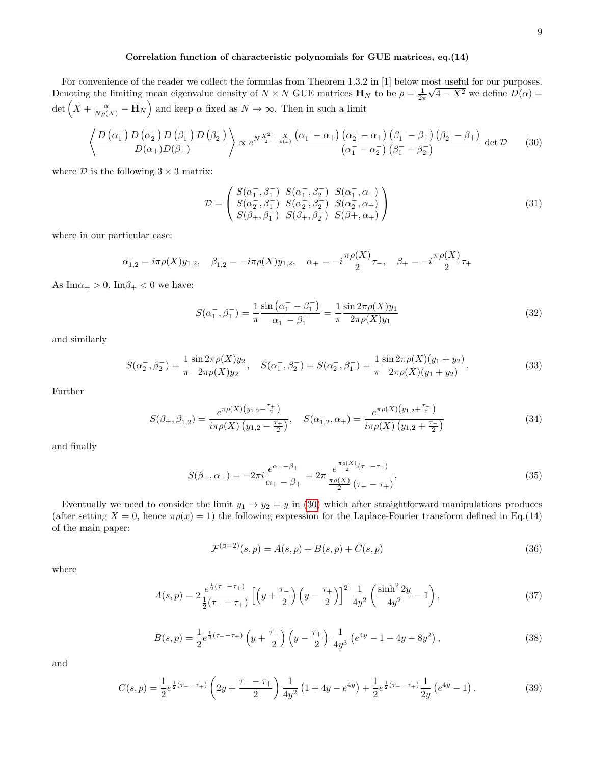**Correlation function of characteristic polynomials for GUE matrices, eq.(14)**

For convenience of the reader we collect the formulas from Theorem 1.3.2 in [1] below most useful for our purposes. Denoting the limiting mean eigenvalue density of $N \times N$ GUE matrices $\mathbf{H}_N$ to be $\rho = \frac{1}{2\pi}\sqrt{4-X^2}$ we define $D(\alpha) = \det\left(X + \frac{\alpha}{N\rho(X)} - \mathbf{H}_N\right)$ and keep $\alpha$ fixed as $N \to \infty$. Then in such a limit

$$\left\langle \frac{D\left(\alpha_1^-\right) D\left(\alpha_2^-\right) D\left(\beta_1^-\right) D\left(\beta_2^-\right)}{D(\alpha_+) D(\beta_+)} \right\rangle \propto e^{N\frac{X^2}{2} + \frac{X}{\rho(x)}} \frac{\left(\alpha_1^- - \alpha_+\right)\left(\alpha_2^- - \alpha_+\right)\left(\beta_1^- - \beta_+\right)\left(\beta_2^- - \beta_+\right)}{\left(\alpha_1^- - \alpha_2^-\right)\left(\beta_1^- - \beta_2^-\right)} \det \mathcal{D} \tag{30}$$

where $\mathcal{D}$ is the following $3 \times 3$ matrix:

$$\mathcal{D} = \begin{pmatrix} S(\alpha_1^-, \beta_1^-) & S(\alpha_1^-, \beta_2^-) & S(\alpha_1^-, \alpha_+) \\ S(\alpha_2^-, \beta_1^-) & S(\alpha_2^-, \beta_2^-) & S(\alpha_2^-, \alpha_+) \\ S(\beta_+, \beta_1^-) & S(\beta_+, \beta_2^-) & S(\beta+, \alpha_+) \end{pmatrix} \tag{31}$$

where in our particular case:

$$\alpha_{1,2}^- = i\pi\rho(X) y_{1,2}, \quad \beta_{1,2}^- = -i\pi\rho(X) y_{1,2}, \quad \alpha_+ = -i\frac{\pi\rho(X)}{2}\tau_-, \quad \beta_+ = -i\frac{\pi\rho(X)}{2}\tau_+$$

As $\mathrm{Im}\alpha_+ > 0$, $\mathrm{Im}\beta_+ < 0$ we have:

$$S(\alpha_1^-, \beta_1^-) = \frac{1}{\pi}\frac{\sin\left(\alpha_1^- - \beta_1^-\right)}{\alpha_1^- - \beta_1^-} = \frac{1}{\pi}\frac{\sin 2\pi\rho(X) y_1}{2\pi\rho(X) y_1} \tag{32}$$

and similarly

$$S(\alpha_2^-, \beta_2^-) = \frac{1}{\pi}\frac{\sin 2\pi\rho(X) y_2}{2\pi\rho(X) y_2}, \quad S(\alpha_1^-, \beta_2^-) = S(\alpha_2^-, \beta_1^-) = \frac{1}{\pi}\frac{\sin 2\pi\rho(X)(y_1 + y_2)}{2\pi\rho(X)(y_1 + y_2)}. \tag{33}$$

Further

$$S(\beta_+, \beta_{1,2}^-) = \frac{e^{\pi\rho(X)\left(y_{1,2} - \frac{\tau_+}{2}\right)}}{i\pi\rho(X)\left(y_{1,2} - \frac{\tau_+}{2}\right)}, \quad S(\alpha_{1,2}^-, \alpha_+) = \frac{e^{\pi\rho(X)\left(y_{1,2} + \frac{\tau_-}{2}\right)}}{i\pi\rho(X)\left(y_{1,2} + \frac{\tau_-}{2}\right)} \tag{34}$$

and finally

$$S(\beta_+, \alpha_+) = -2\pi i \frac{e^{\alpha_+ - \beta_+}}{\alpha_+ - \beta_+} = 2\pi \frac{e^{\frac{\pi\rho(X)}{2}(\tau_- - \tau_+)}}{\frac{\pi\rho(X)}{2}(\tau_- - \tau_+)}, \tag{35}$$

Eventually we need to consider the limit $y_1 \to y_2 = y$ in (30) which after straightforward manipulations produces (after setting $X = 0$, hence $\pi\rho(x) = 1$) the following expression for the Laplace-Fourier transform defined in Eq.(14) of the main paper:

$$\mathcal{F}^{(\beta=2)}(s, p) = A(s, p) + B(s, p) + C(s, p) \tag{36}$$

where

$$A(s, p) = 2\frac{e^{\frac{1}{2}(\tau_- - \tau_+)}}{\frac{1}{2}(\tau_- - \tau_+)}\left[\left(y + \frac{\tau_-}{2}\right)\left(y - \frac{\tau_+}{2}\right)\right]^2 \frac{1}{4y^2}\left(\frac{\sinh^2 2y}{4y^2} - 1\right), \tag{37}$$

$$B(s, p) = \frac{1}{2}e^{\frac{1}{2}(\tau_- - \tau_+)}\left(y + \frac{\tau_-}{2}\right)\left(y - \frac{\tau_+}{2}\right)\frac{1}{4y^3}\left(e^{4y} - 1 - 4y - 8y^2\right), \tag{38}$$

and

$$C(s, p) = \frac{1}{2}e^{\frac{1}{2}(\tau_- - \tau_+)}\left(2y + \frac{\tau_- - \tau_+}{2}\right)\frac{1}{4y^2}\left(1 + 4y - e^{4y}\right) + \frac{1}{2}e^{\frac{1}{2}(\tau_- - \tau_+)}\frac{1}{2y}\left(e^{4y} - 1\right). \tag{39}$$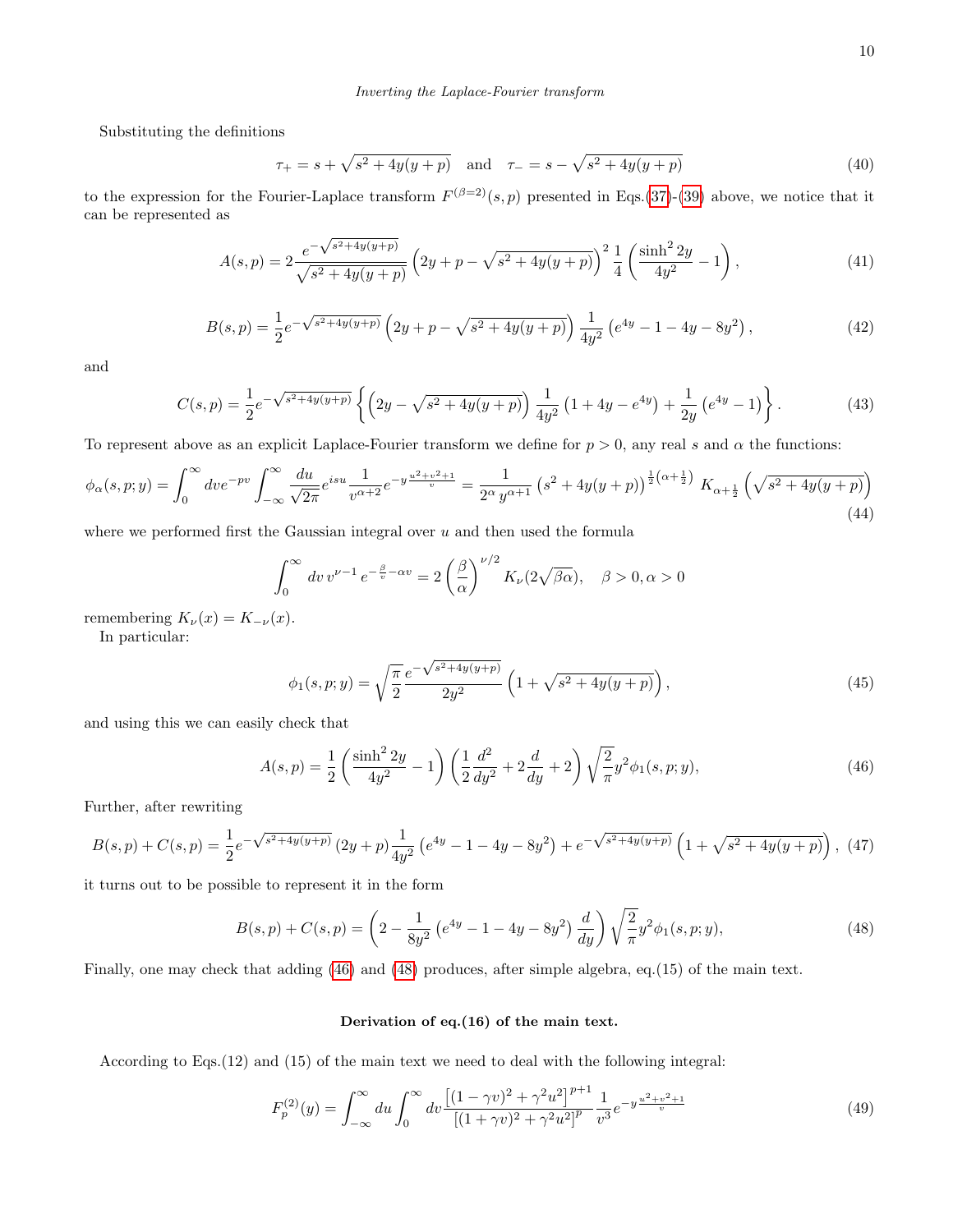Substituting the definitions

$$\tau_+ = s + \sqrt{s^2 + 4y(y+p)} \quad \text{and} \quad \tau_- = s - \sqrt{s^2 + 4y(y+p)} \tag{40}$$

to the expression for the Fourier-Laplace transform $F^{(\beta=2)}(s,p)$ presented in Eqs.(37)-(39) above, we notice that it can be represented as

$$A(s,p) = 2\frac{e^{-\sqrt{s^2+4y(y+p)}}}{\sqrt{s^2+4y(y+p)}}\left(2y + p - \sqrt{s^2+4y(y+p)}\right)^2 \frac{1}{4}\left(\frac{\sinh^2 2y}{4y^2} - 1\right), \tag{41}$$

$$B(s,p) = \frac{1}{2}e^{-\sqrt{s^2+4y(y+p)}}\left(2y + p - \sqrt{s^2+4y(y+p)}\right)\frac{1}{4y^2}\left(e^{4y} - 1 - 4y - 8y^2\right), \tag{42}$$

and

$$C(s,p) = \frac{1}{2}e^{-\sqrt{s^2+4y(y+p)}}\left\{\left(2y - \sqrt{s^2+4y(y+p)}\right)\frac{1}{4y^2}\left(1 + 4y - e^{4y}\right) + \frac{1}{2y}\left(e^{4y} - 1\right)\right\}. \tag{43}$$

To represent above as an explicit Laplace-Fourier transform we define for $p > 0$, any real $s$ and $\alpha$ the functions:

$$\phi_\alpha(s,p;y) = \int_0^\infty dv e^{-pv}\int_{-\infty}^\infty \frac{du}{\sqrt{2\pi}}e^{isu}\frac{1}{v^{\alpha+2}}e^{-y\frac{u^2+v^2+1}{v}} = \frac{1}{2^\alpha\, y^{\alpha+1}}\left(s^2 + 4y(y+p)\right)^{\frac{1}{2}\left(\alpha+\frac{1}{2}\right)} K_{\alpha+\frac{1}{2}}\left(\sqrt{s^2+4y(y+p)}\right) \tag{44}$$

where we performed first the Gaussian integral over $u$ and then used the formula

$$\int_0^\infty dv\, v^{\nu-1}\, e^{-\frac{\beta}{v} - \alpha v} = 2\left(\frac{\beta}{\alpha}\right)^{\nu/2} K_\nu(2\sqrt{\beta\alpha}), \quad \beta > 0, \alpha > 0$$

remembering $K_\nu(x) = K_{-\nu}(x)$.

In particular:

$$\phi_1(s,p;y) = \sqrt{\frac{\pi}{2}}\frac{e^{-\sqrt{s^2+4y(y+p)}}}{2y^2}\left(1 + \sqrt{s^2+4y(y+p)}\right), \tag{45}$$

and using this we can easily check that

$$A(s,p) = \frac{1}{2}\left(\frac{\sinh^2 2y}{4y^2} - 1\right)\left(\frac{1}{2}\frac{d^2}{dy^2} + 2\frac{d}{dy} + 2\right)\sqrt{\frac{2}{\pi}}y^2\phi_1(s,p;y), \tag{46}$$

Further, after rewriting

$$B(s,p) + C(s,p) = \frac{1}{2}e^{-\sqrt{s^2+4y(y+p)}}(2y+p)\frac{1}{4y^2}\left(e^{4y} - 1 - 4y - 8y^2\right) + e^{-\sqrt{s^2+4y(y+p)}}\left(1 + \sqrt{s^2+4y(y+p)}\right), \tag{47}$$

it turns out to be possible to represent it in the form

$$B(s,p) + C(s,p) = \left(2 - \frac{1}{8y^2}\left(e^{4y} - 1 - 4y - 8y^2\right)\frac{d}{dy}\right)\sqrt{\frac{2}{\pi}}y^2\phi_1(s,p;y), \tag{48}$$

Finally, one may check that adding (46) and (48) produces, after simple algebra, eq.(15) of the main text.

### Derivation of eq.(16) of the main text.

According to Eqs.(12) and (15) of the main text we need to deal with the following integral:

$$F_p^{(2)}(y) = \int_{-\infty}^\infty du\int_0^\infty dv\frac{\left[(1-\gamma v)^2 + \gamma^2 u^2\right]^{p+1}}{\left[(1+\gamma v)^2 + \gamma^2 u^2\right]^p}\frac{1}{v^3}e^{-y\frac{u^2+v^2+1}{v}} \tag{49}$$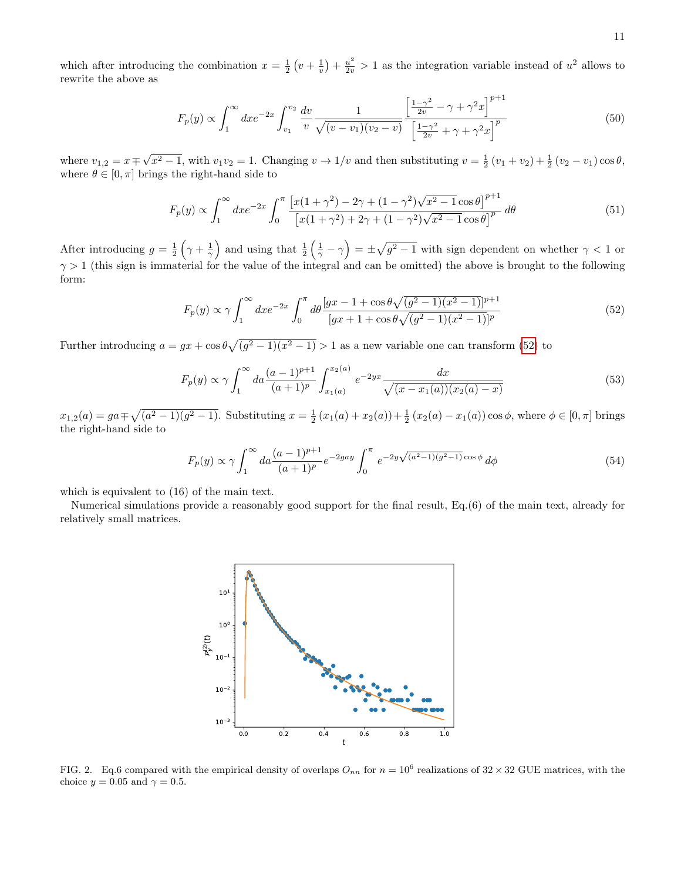which after introducing the combination $x = \frac{1}{2}\left(v + \frac{1}{v}\right) + \frac{u^2}{2v} > 1$ as the integration variable instead of $u^2$ allows to rewrite the above as

$$F_p(y) \propto \int_1^\infty dx e^{-2x} \int_{v_1}^{v_2} \frac{dv}{v} \frac{1}{\sqrt{(v - v_1)(v_2 - v)}} \frac{\left[\frac{1-\gamma^2}{2v} - \gamma + \gamma^2 x\right]^{p+1}}{\left[\frac{1-\gamma^2}{2v} + \gamma + \gamma^2 x\right]^{p}} \tag{50}$$

where $v_{1,2} = x \mp \sqrt{x^2 - 1}$, with $v_1 v_2 = 1$. Changing $v \to 1/v$ and then substituting $v = \frac{1}{2}(v_1 + v_2) + \frac{1}{2}(v_2 - v_1)\cos\theta$, where $\theta \in [0, \pi]$ brings the right-hand side to

$$F_p(y) \propto \int_1^\infty dx e^{-2x} \int_0^\pi \frac{\left[x(1+\gamma^2) - 2\gamma + (1-\gamma^2)\sqrt{x^2-1}\cos\theta\right]^{p+1}}{\left[x(1+\gamma^2) + 2\gamma + (1-\gamma^2)\sqrt{x^2-1}\cos\theta\right]^{p}} \, d\theta \tag{51}$$

After introducing $g = \frac{1}{2}\left(\gamma + \frac{1}{\gamma}\right)$ and using that $\frac{1}{2}\left(\frac{1}{\gamma} - \gamma\right) = \pm\sqrt{g^2 - 1}$ with sign dependent on whether $\gamma < 1$ or $\gamma > 1$ (this sign is immaterial for the value of the integral and can be omitted) the above is brought to the following form:

$$F_p(y) \propto \gamma \int_1^\infty dx e^{-2x} \int_0^\pi d\theta \frac{[gx - 1 + \cos\theta\sqrt{(g^2-1)(x^2-1)}]^{p+1}}{[gx + 1 + \cos\theta\sqrt{(g^2-1)(x^2-1)}]^{p}} \tag{52}$$

Further introducing $a = gx + \cos\theta\sqrt{(g^2-1)(x^2-1)} > 1$ as a new variable one can transform (52) to

$$F_p(y) \propto \gamma \int_1^\infty da \frac{(a-1)^{p+1}}{(a+1)^p} \int_{x_1(a)}^{x_2(a)} e^{-2yx} \frac{dx}{\sqrt{(x - x_1(a))(x_2(a) - x)}} \tag{53}$$

$x_{1,2}(a) = ga \mp \sqrt{(a^2-1)(g^2-1)}$. Substituting $x = \frac{1}{2}(x_1(a) + x_2(a)) + \frac{1}{2}(x_2(a) - x_1(a))\cos\phi$, where $\phi \in [0, \pi]$ brings the right-hand side to

$$F_p(y) \propto \gamma \int_1^\infty da \frac{(a-1)^{p+1}}{(a+1)^p} e^{-2gay} \int_0^\pi e^{-2y\sqrt{(a^2-1)(g^2-1)}\cos\phi} \, d\phi \tag{54}$$

which is equivalent to (16) of the main text.

Numerical simulations provide a reasonably good support for the final result, Eq.(6) of the main text, already for relatively small matrices.

FIG. 2. Eq.6 compared with the empirical density of overlaps $O_{nn}$ for $n = 10^6$ realizations of $32 \times 32$ GUE matrices, with the choice $y = 0.05$ and $\gamma = 0.5$.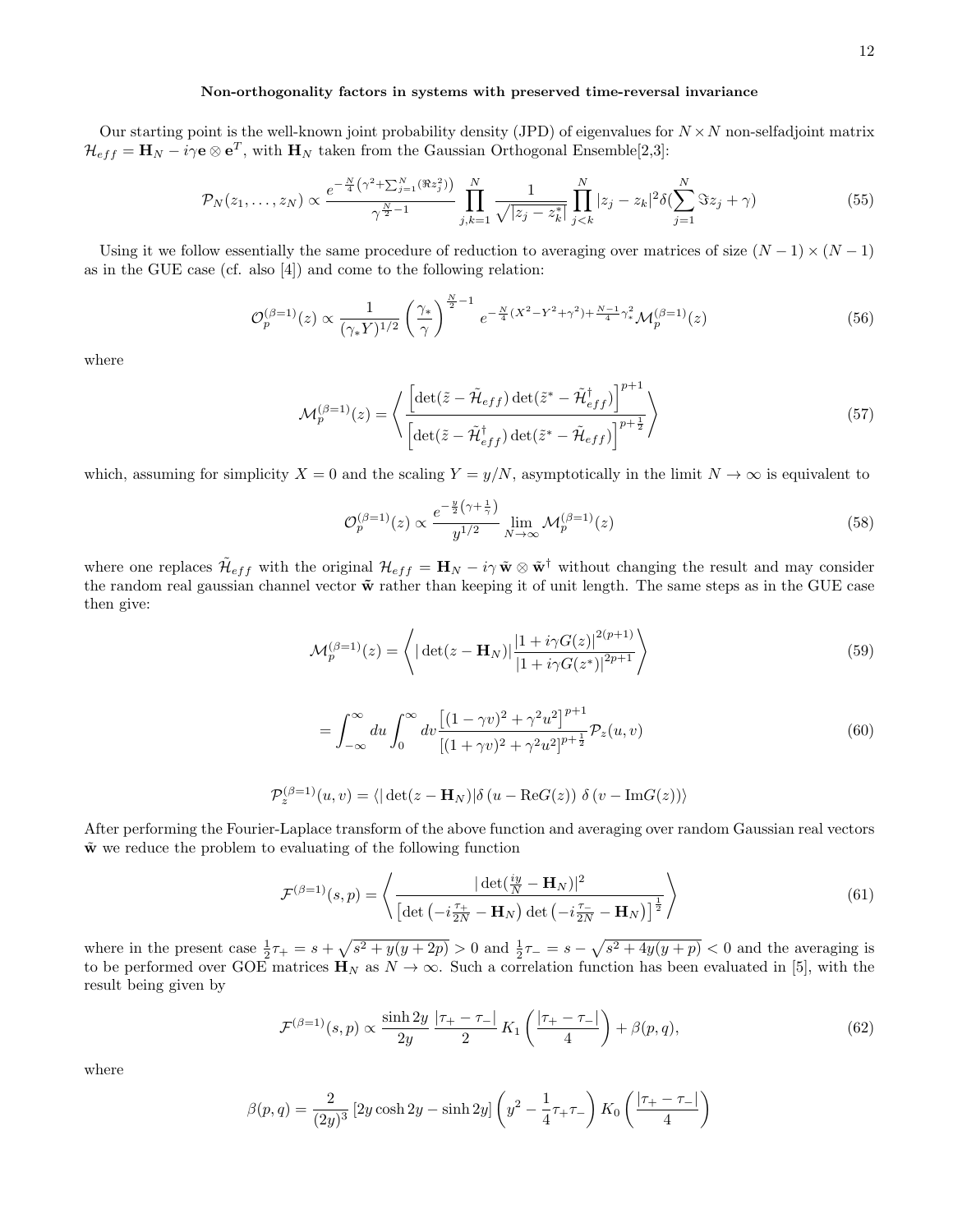**Non-orthogonality factors in systems with preserved time-reversal invariance**

Our starting point is the well-known joint probability density (JPD) of eigenvalues for $N \times N$ non-selfadjoint matrix $\mathcal{H}_{eff} = \mathbf{H}_N - i\gamma \mathbf{e} \otimes \mathbf{e}^T$, with $\mathbf{H}_N$ taken from the Gaussian Orthogonal Ensemble[2,3]:

$$
\mathcal{P}_N(z_1, \ldots, z_N) \propto \frac{e^{-\frac{N}{4}\left(\gamma^2 + \sum_{j=1}^N (\Re z_j^2)\right)}}{\gamma^{\frac{N}{2}-1}} \prod_{j,k=1}^N \frac{1}{\sqrt{|z_j - z_k^*|}} \prod_{j<k}^N |z_j - z_k|^2 \delta(\sum_{j=1}^N \Im z_j + \gamma) \tag{55}
$$

Using it we follow essentially the same procedure of reduction to averaging over matrices of size $(N-1) \times (N-1)$ as in the GUE case (cf. also [4]) and come to the following relation:

$$
\mathcal{O}_p^{(\beta=1)}(z) \propto \frac{1}{(\gamma_* Y)^{1/2}} \left(\frac{\gamma_*}{\gamma}\right)^{\frac{N}{2}-1} e^{-\frac{N}{4}(X^2 - Y^2 + \gamma^2) + \frac{N-1}{4}\gamma_*^2} \mathcal{M}_p^{(\beta=1)}(z) \tag{56}
$$

where

$$
\mathcal{M}_p^{(\beta=1)}(z) = \left\langle \frac{\left[\det(\tilde{z} - \tilde{\mathcal{H}}_{eff}) \det(\tilde{z}^* - \tilde{\mathcal{H}}_{eff}^\dagger)\right]^{p+1}}{\left[\det(\tilde{z} - \tilde{\mathcal{H}}_{eff}^\dagger) \det(\tilde{z}^* - \tilde{\mathcal{H}}_{eff})\right]^{p+\frac{1}{2}}} \right\rangle \tag{57}
$$

which, assuming for simplicity $X = 0$ and the scaling $Y = y/N$, asymptotically in the limit $N \to \infty$ is equivalent to

$$
\mathcal{O}_p^{(\beta=1)}(z) \propto \frac{e^{-\frac{y}{2}\left(\gamma + \frac{1}{\gamma}\right)}}{y^{1/2}} \lim_{N \to \infty} \mathcal{M}_p^{(\beta=1)}(z) \tag{58}
$$

where one replaces $\tilde{\mathcal{H}}_{eff}$ with the original $\mathcal{H}_{eff} = \mathbf{H}_N - i\gamma\, \tilde{\mathbf{w}} \otimes \tilde{\mathbf{w}}^\dagger$ without changing the result and may consider the random real gaussian channel vector $\tilde{\mathbf{w}}$ rather than keeping it of unit length. The same steps as in the GUE case then give:

$$
\mathcal{M}_p^{(\beta=1)}(z) = \left\langle |\det(z - \mathbf{H}_N)| \frac{|1 + i\gamma G(z)|^{2(p+1)}}{|1 + i\gamma G(z^*)|^{2p+1}} \right\rangle \tag{59}
$$

$$
= \int_{-\infty}^{\infty} du \int_0^{\infty} dv \frac{\left[(1 - \gamma v)^2 + \gamma^2 u^2\right]^{p+1}}{\left[(1 + \gamma v)^2 + \gamma^2 u^2\right]^{p+\frac{1}{2}}} \mathcal{P}_z(u, v) \tag{60}
$$

$$
\mathcal{P}_z^{(\beta=1)}(u, v) = \langle |\det(z - \mathbf{H}_N)| \delta\left(u - \mathrm{Re}G(z)\right)\, \delta\left(v - \mathrm{Im}G(z)\right) \rangle
$$

After performing the Fourier-Laplace transform of the above function and averaging over random Gaussian real vectors $\tilde{\mathbf{w}}$ we reduce the problem to evaluating of the following function

$$
\mathcal{F}^{(\beta=1)}(s, p) = \left\langle \frac{|\det(\frac{iy}{N} - \mathbf{H}_N)|^2}{\left[\det\left(-i\frac{\tau_+}{2N} - \mathbf{H}_N\right) \det\left(-i\frac{\tau_-}{2N} - \mathbf{H}_N\right)\right]^{\frac{1}{2}}} \right\rangle \tag{61}
$$

where in the present case $\frac{1}{2}\tau_+ = s + \sqrt{s^2 + y(y + 2p)} > 0$ and $\frac{1}{2}\tau_- = s - \sqrt{s^2 + 4y(y + p)} < 0$ and the averaging is to be performed over GOE matrices $\mathbf{H}_N$ as $N \to \infty$. Such a correlation function has been evaluated in [5], with the result being given by

$$
\mathcal{F}^{(\beta=1)}(s, p) \propto \frac{\sinh 2y}{2y} \frac{|\tau_+ - \tau_-|}{2} K_1\left(\frac{|\tau_+ - \tau_-|}{4}\right) + \beta(p, q), \tag{62}
$$

where

$$
\beta(p, q) = \frac{2}{(2y)^3} \left[2y \cosh 2y - \sinh 2y\right] \left(y^2 - \frac{1}{4}\tau_+ \tau_-\right) K_0\left(\frac{|\tau_+ - \tau_-|}{4}\right)
$$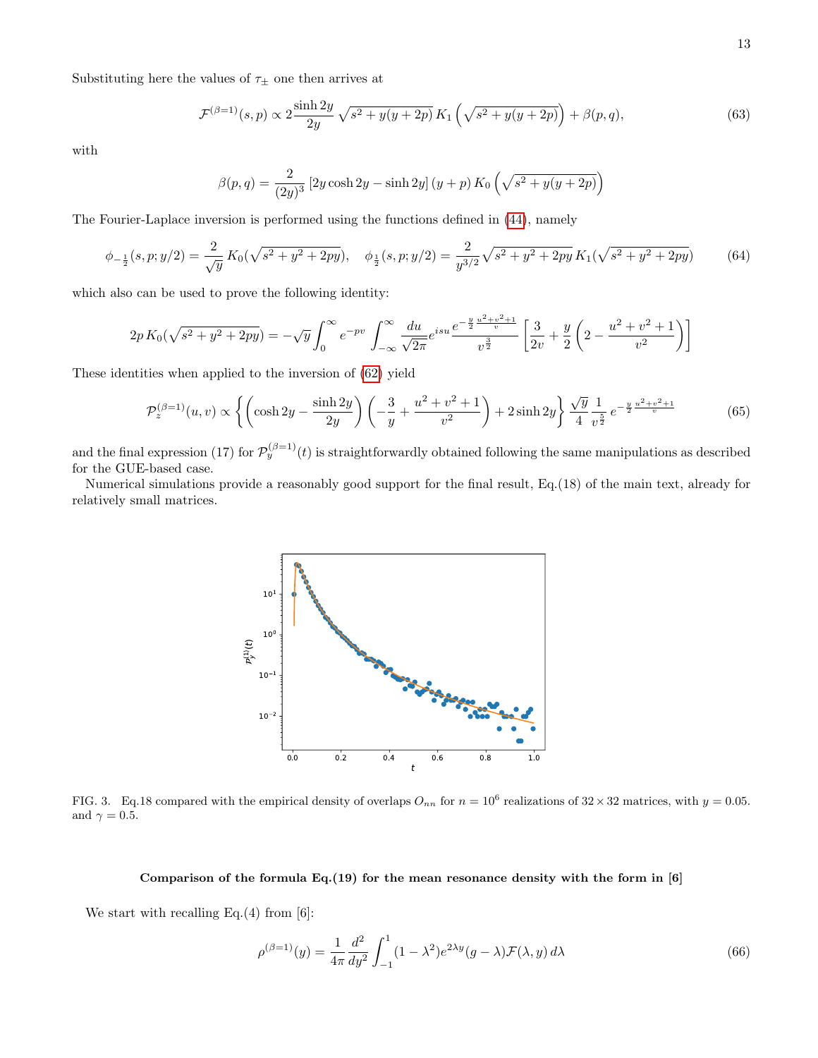Substituting here the values of $\tau_\pm$ one then arrives at

$$
\mathcal{F}^{(\beta=1)}(s,p) \propto 2\frac{\sinh 2y}{2y}\,\sqrt{s^2+y(y+2p)}\,K_1\left(\sqrt{s^2+y(y+2p)}\right)+\beta(p,q), \tag{63}
$$

with

$$
\beta(p,q)=\frac{2}{(2y)^3}\left[2y\cosh 2y-\sinh 2y\right](y+p)\,K_0\left(\sqrt{s^2+y(y+2p)}\right)
$$

The Fourier-Laplace inversion is performed using the functions defined in (44), namely

$$
\phi_{-\frac{1}{2}}(s,p;y/2)=\frac{2}{\sqrt{y}}\,K_0(\sqrt{s^2+y^2+2py}),\quad \phi_{\frac{1}{2}}(s,p;y/2)=\frac{2}{y^{3/2}}\sqrt{s^2+y^2+2py}\,K_1(\sqrt{s^2+y^2+2py}) \tag{64}
$$

which also can be used to prove the following identity:

$$
2p\,K_0(\sqrt{s^2+y^2+2py})=-\sqrt{y}\int_0^\infty e^{-pv}\int_{-\infty}^{\infty}\frac{du}{\sqrt{2\pi}}e^{isu}\frac{e^{-\frac{y}{2}\frac{u^2+v^2+1}{v}}}{v^{\frac{3}{2}}}\left[\frac{3}{2v}+\frac{y}{2}\left(2-\frac{u^2+v^2+1}{v^2}\right)\right]
$$

These identities when applied to the inversion of (62) yield

$$
\mathcal{P}_z^{(\beta=1)}(u,v)\propto\left\{\left(\cosh 2y-\frac{\sinh 2y}{2y}\right)\left(-\frac{3}{y}+\frac{u^2+v^2+1}{v^2}\right)+2\sinh 2y\right\}\frac{\sqrt{y}}{4}\frac{1}{v^{\frac{5}{2}}}\,e^{-\frac{y}{2}\frac{u^2+v^2+1}{v}} \tag{65}
$$

and the final expression (17) for $\mathcal{P}_y^{(\beta=1)}(t)$ is straightforwardly obtained following the same manipulations as described for the GUE-based case.

Numerical simulations provide a reasonably good support for the final result, Eq.(18) of the main text, already for relatively small matrices.

FIG. 3. Eq.18 compared with the empirical density of overlaps $O_{nn}$ for $n=10^6$ realizations of $32\times 32$ matrices, with $y=0.05$. and $\gamma=0.5$.

**Comparison of the formula Eq.(19) for the mean resonance density with the form in [6]**

We start with recalling Eq.(4) from [6]:

$$
\rho^{(\beta=1)}(y)=\frac{1}{4\pi}\frac{d^2}{dy^2}\int_{-1}^{1}(1-\lambda^2)e^{2\lambda y}(g-\lambda)\mathcal{F}(\lambda,y)\,d\lambda \tag{66}
$$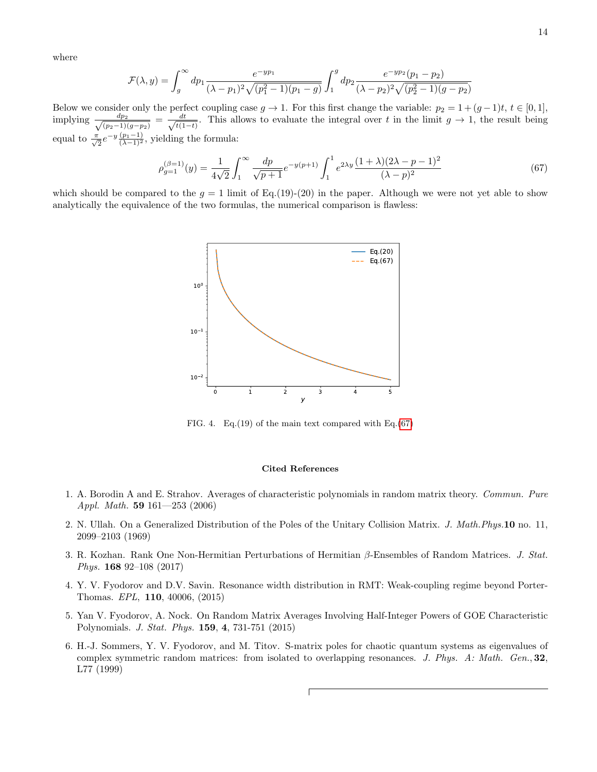where

$$\mathcal{F}(\lambda, y) = \int_g^\infty dp_1 \frac{e^{-yp_1}}{(\lambda - p_1)^2\sqrt{(p_1^2-1)(p_1-g)}} \int_1^g dp_2 \frac{e^{-yp_2}(p_1-p_2)}{(\lambda-p_2)^2\sqrt{(p_2^2-1)(g-p_2)}}$$

Below we consider only the perfect coupling case $g \to 1$. For this first change the variable: $p_2 = 1+(g-1)t$, $t \in [0,1]$, implying $\frac{dp_2}{\sqrt{(p_2-1)(g-p_2)}} = \frac{dt}{\sqrt{t(1-t)}}$. This allows to evaluate the integral over $t$ in the limit $g \to 1$, the result being equal to $\frac{\pi}{\sqrt{2}} e^{-y} \frac{(p_1-1)}{(\lambda-1)^2}$, yielding the formula:

$$\rho_{g=1}^{(\beta=1)}(y) = \frac{1}{4\sqrt{2}} \int_1^\infty \frac{dp}{\sqrt{p+1}} e^{-y(p+1)} \int_1^1 e^{2\lambda y} \frac{(1+\lambda)(2\lambda-p-1)^2}{(\lambda-p)^2} \tag{67}$$

which should be compared to the $g = 1$ limit of Eq.(19)-(20) in the paper. Although we were not yet able to show analytically the equivalence of the two formulas, the numerical comparison is flawless:

Eq.(20)
Eq.(67)
$10^0$
$10^{-1}$
$10^{-2}$
0 1 2 3 4 5
y

FIG. 4. Eq.(19) of the main text compared with Eq.(67)

**Cited References**

1. A. Borodin A and E. Strahov. Averages of characteristic polynomials in random matrix theory. *Commun. Pure Appl. Math.* **59** 161—253 (2006)
2. N. Ullah. On a Generalized Distribution of the Poles of the Unitary Collision Matrix. *J. Math.Phys.* **10** no. 11, 2099–2103 (1969)
3. R. Kozhan. Rank One Non-Hermitian Perturbations of Hermitian $\beta$-Ensembles of Random Matrices. *J. Stat. Phys.* **168** 92–108 (2017)
4. Y. V. Fyodorov and D.V. Savin. Resonance width distribution in RMT: Weak-coupling regime beyond Porter-Thomas. *EPL*, **110**, 40006, (2015)
5. Yan V. Fyodorov, A. Nock. On Random Matrix Averages Involving Half-Integer Powers of GOE Characteristic Polynomials. *J. Stat. Phys.* **159**, **4**, 731-751 (2015)
6. H.-J. Sommers, Y. V. Fyodorov, and M. Titov. S-matrix poles for chaotic quantum systems as eigenvalues of complex symmetric random matrices: from isolated to overlapping resonances. *J. Phys. A: Math. Gen.*, **32**, L77 (1999)